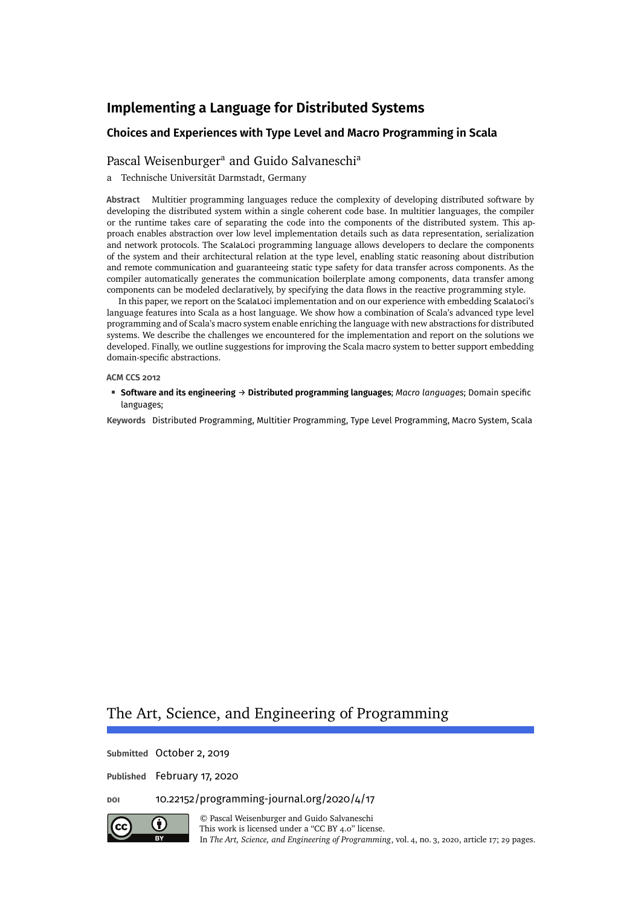# Implementing a Language for Distributed Systems

## Choices and Experiences with Type Level and Macro Programming in Scala

Pascal Weisenburger[a] and Guido Salvaneschi[a]

a Technische Universität Darmstadt, Germany

**Abstract** Multitier programming languages reduce the complexity of developing distributed software by developing the distributed system within a single coherent code base. In multitier languages, the compiler or the runtime takes care of separating the code into the components of the distributed system. This approach enables abstraction over low level implementation details such as data representation, serialization and network protocols. The ScalaLoci programming language allows developers to declare the components of the system and their architectural relation at the type level, enabling static reasoning about distribution and remote communication and guaranteeing static type safety for data transfer across components. As the compiler automatically generates the communication boilerplate among components, data transfer among components can be modeled declaratively, by specifying the data flows in the reactive programming style.

In this paper, we report on the ScalaLoci implementation and on our experience with embedding ScalaLoci's language features into Scala as a host language. We show how a combination of Scala's advanced type level programming and of Scala's macro system enable enriching the language with new abstractions for distributed systems. We describe the challenges we encountered for the implementation and report on the solutions we developed. Finally, we outline suggestions for improving the Scala macro system to better support embedding domain-specific abstractions.

**ACM CCS 2012**

- **Software and its engineering** → **Distributed programming languages**; *Macro languages*; Domain specific languages;

**Keywords** Distributed Programming, Multitier Programming, Type Level Programming, Macro System, Scala

# The Art, Science, and Engineering of Programming

**Submitted** October 2, 2019

**Published** February 17, 2020

**DOI** 10.22152/programming-journal.org/2020/4/17

© Pascal Weisenburger and Guido Salvaneschi
This work is licensed under a "CC BY 4.0" license.
In *The Art, Science, and Engineering of Programming*, vol. 4, no. 3, 2020, article 17; 29 pages.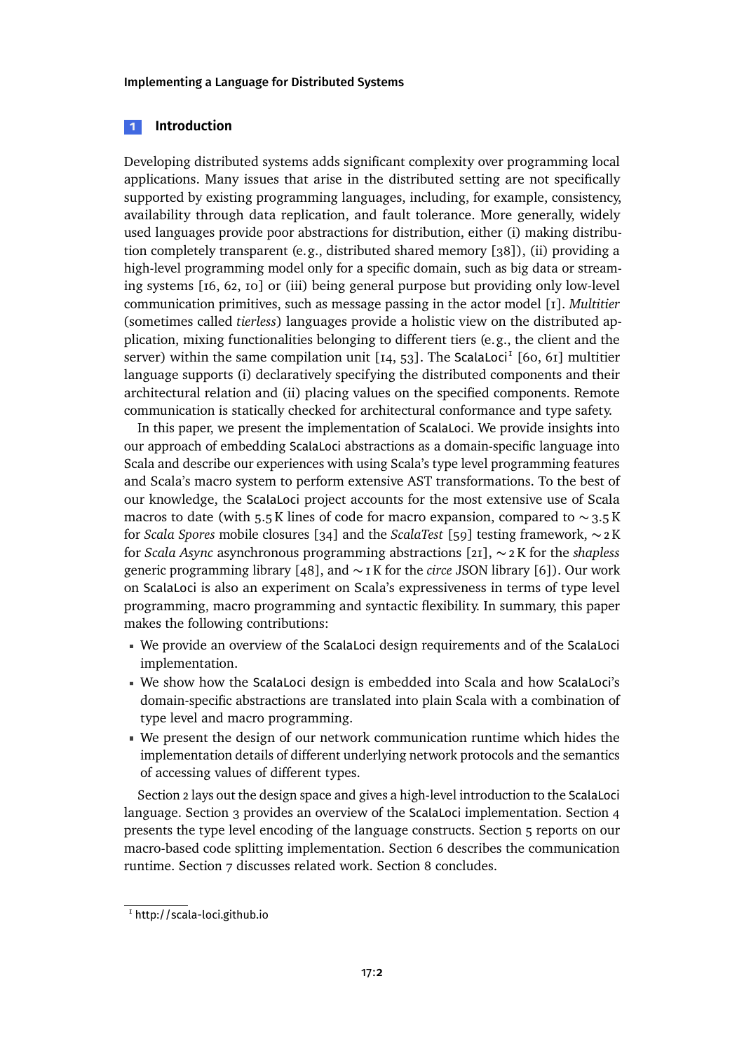## 1 Introduction

Developing distributed systems adds significant complexity over programming local applications. Many issues that arise in the distributed setting are not specifically supported by existing programming languages, including, for example, consistency, availability through data replication, and fault tolerance. More generally, widely used languages provide poor abstractions for distribution, either (i) making distribution completely transparent (e.g., distributed shared memory [38]), (ii) providing a high-level programming model only for a specific domain, such as big data or streaming systems [16, 62, 10] or (iii) being general purpose but providing only low-level communication primitives, such as message passing in the actor model [1]. *Multitier* (sometimes called *tierless*) languages provide a holistic view on the distributed application, mixing functionalities belonging to different tiers (e.g., the client and the server) within the same compilation unit [14, 53]. The ScalaLoci[1] [60, 61] multitier language supports (i) declaratively specifying the distributed components and their architectural relation and (ii) placing values on the specified components. Remote communication is statically checked for architectural conformance and type safety.

In this paper, we present the implementation of ScalaLoci. We provide insights into our approach of embedding ScalaLoci abstractions as a domain-specific language into Scala and describe our experiences with using Scala's type level programming features and Scala's macro system to perform extensive AST transformations. To the best of our knowledge, the ScalaLoci project accounts for the most extensive use of Scala macros to date (with 5.5 K lines of code for macro expansion, compared to ∼ 3.5 K for *Scala Spores* mobile closures [34] and the *ScalaTest* [59] testing framework, ∼ 2 K for *Scala Async* asynchronous programming abstractions [21], ∼ 2 K for the *shapless* generic programming library [48], and ∼ 1 K for the *circe* JSON library [6]). Our work on ScalaLoci is also an experiment on Scala's expressiveness in terms of type level programming, macro programming and syntactic flexibility. In summary, this paper makes the following contributions:

- We provide an overview of the ScalaLoci design requirements and of the ScalaLoci implementation.
- We show how the ScalaLoci design is embedded into Scala and how ScalaLoci's domain-specific abstractions are translated into plain Scala with a combination of type level and macro programming.
- We present the design of our network communication runtime which hides the implementation details of different underlying network protocols and the semantics of accessing values of different types.

Section 2 lays out the design space and gives a high-level introduction to the ScalaLoci language. Section 3 provides an overview of the ScalaLoci implementation. Section 4 presents the type level encoding of the language constructs. Section 5 reports on our macro-based code splitting implementation. Section 6 describes the communication runtime. Section 7 discusses related work. Section 8 concludes.

[1] http://scala-loci.github.io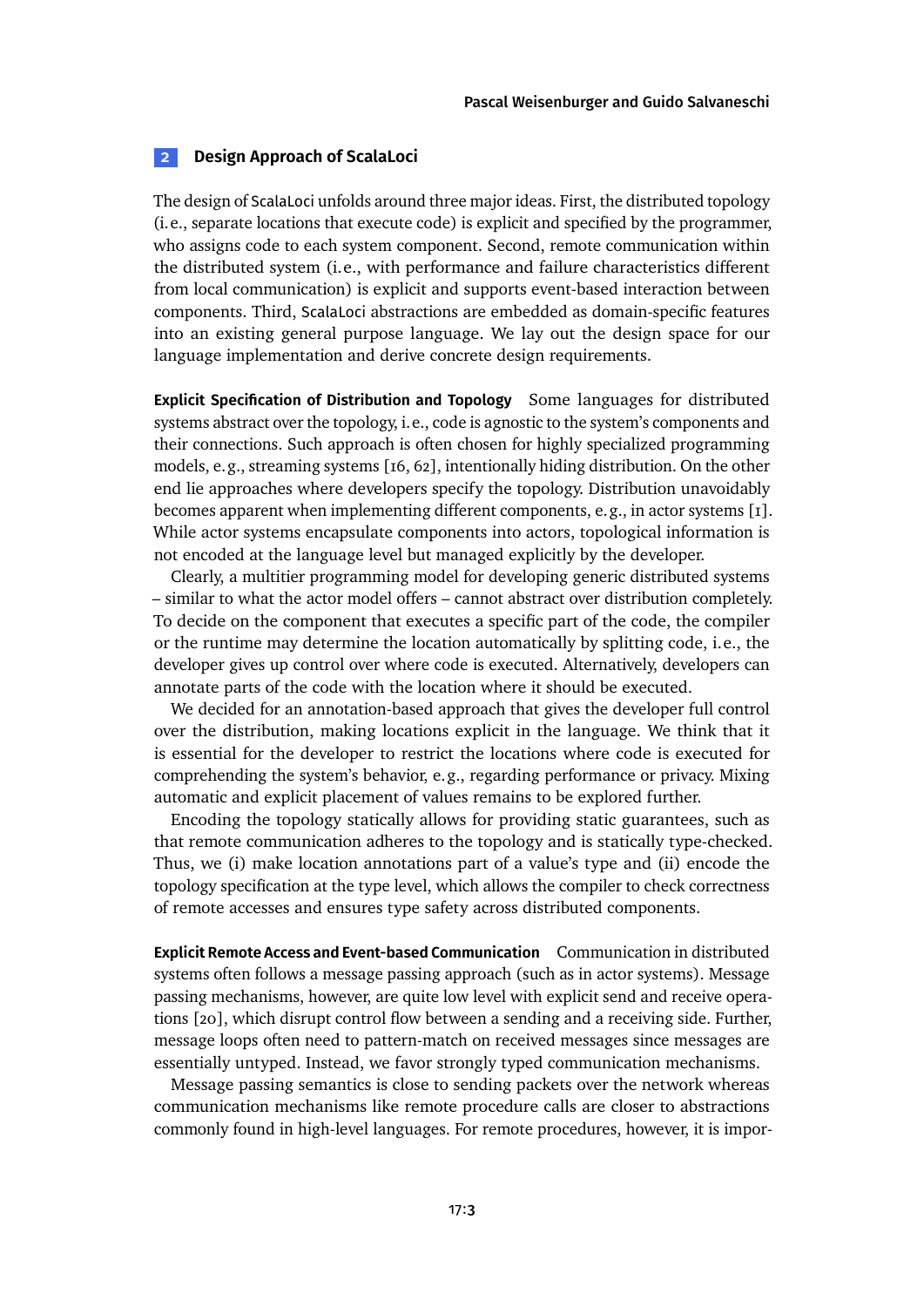## 2 Design Approach of ScalaLoci

The design of ScalaLoci unfolds around three major ideas. First, the distributed topology (i. e., separate locations that execute code) is explicit and specified by the programmer, who assigns code to each system component. Second, remote communication within the distributed system (i. e., with performance and failure characteristics different from local communication) is explicit and supports event-based interaction between components. Third, ScalaLoci abstractions are embedded as domain-specific features into an existing general purpose language. We lay out the design space for our language implementation and derive concrete design requirements.

**Explicit Specification of Distribution and Topology** Some languages for distributed systems abstract over the topology, i. e., code is agnostic to the system's components and their connections. Such approach is often chosen for highly specialized programming models, e. g., streaming systems [16, 62], intentionally hiding distribution. On the other end lie approaches where developers specify the topology. Distribution unavoidably becomes apparent when implementing different components, e. g., in actor systems [1]. While actor systems encapsulate components into actors, topological information is not encoded at the language level but managed explicitly by the developer.

Clearly, a multitier programming model for developing generic distributed systems – similar to what the actor model offers – cannot abstract over distribution completely. To decide on the component that executes a specific part of the code, the compiler or the runtime may determine the location automatically by splitting code, i. e., the developer gives up control over where code is executed. Alternatively, developers can annotate parts of the code with the location where it should be executed.

We decided for an annotation-based approach that gives the developer full control over the distribution, making locations explicit in the language. We think that it is essential for the developer to restrict the locations where code is executed for comprehending the system's behavior, e. g., regarding performance or privacy. Mixing automatic and explicit placement of values remains to be explored further.

Encoding the topology statically allows for providing static guarantees, such as that remote communication adheres to the topology and is statically type-checked. Thus, we (i) make location annotations part of a value's type and (ii) encode the topology specification at the type level, which allows the compiler to check correctness of remote accesses and ensures type safety across distributed components.

**Explicit Remote Access and Event-based Communication** Communication in distributed systems often follows a message passing approach (such as in actor systems). Message passing mechanisms, however, are quite low level with explicit send and receive operations [20], which disrupt control flow between a sending and a receiving side. Further, message loops often need to pattern-match on received messages since messages are essentially untyped. Instead, we favor strongly typed communication mechanisms.

Message passing semantics is close to sending packets over the network whereas communication mechanisms like remote procedure calls are closer to abstractions commonly found in high-level languages. For remote procedures, however, it is impor-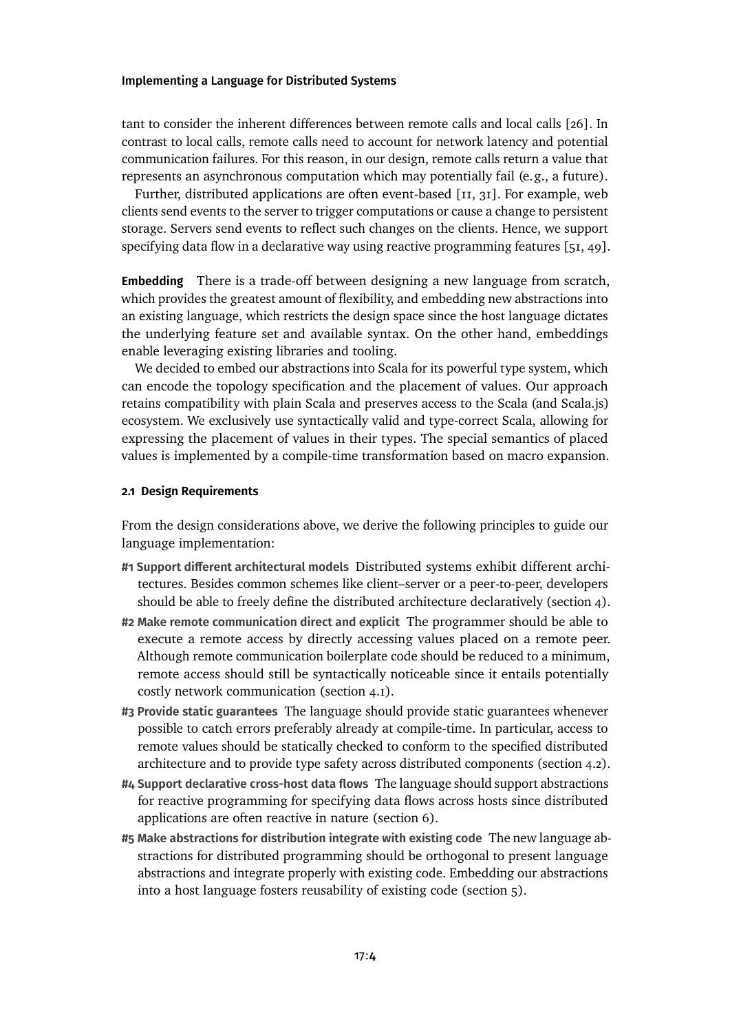tant to consider the inherent differences between remote calls and local calls [26]. In contrast to local calls, remote calls need to account for network latency and potential communication failures. For this reason, in our design, remote calls return a value that represents an asynchronous computation which may potentially fail (e.g., a future).

Further, distributed applications are often event-based [11, 31]. For example, web clients send events to the server to trigger computations or cause a change to persistent storage. Servers send events to reflect such changes on the clients. Hence, we support specifying data flow in a declarative way using reactive programming features [51, 49].

**Embedding** There is a trade-off between designing a new language from scratch, which provides the greatest amount of flexibility, and embedding new abstractions into an existing language, which restricts the design space since the host language dictates the underlying feature set and available syntax. On the other hand, embeddings enable leveraging existing libraries and tooling.

We decided to embed our abstractions into Scala for its powerful type system, which can encode the topology specification and the placement of values. Our approach retains compatibility with plain Scala and preserves access to the Scala (and Scala.js) ecosystem. We exclusively use syntactically valid and type-correct Scala, allowing for expressing the placement of values in their types. The special semantics of placed values is implemented by a compile-time transformation based on macro expansion.

### 2.1 Design Requirements

From the design considerations above, we derive the following principles to guide our language implementation:

- **#1 Support different architectural models** Distributed systems exhibit different architectures. Besides common schemes like client–server or a peer-to-peer, developers should be able to freely define the distributed architecture declaratively (section 4).
- **#2 Make remote communication direct and explicit** The programmer should be able to execute a remote access by directly accessing values placed on a remote peer. Although remote communication boilerplate code should be reduced to a minimum, remote access should still be syntactically noticeable since it entails potentially costly network communication (section 4.1).
- **#3 Provide static guarantees** The language should provide static guarantees whenever possible to catch errors preferably already at compile-time. In particular, access to remote values should be statically checked to conform to the specified distributed architecture and to provide type safety across distributed components (section 4.2).
- **#4 Support declarative cross-host data flows** The language should support abstractions for reactive programming for specifying data flows across hosts since distributed applications are often reactive in nature (section 6).
- **#5 Make abstractions for distribution integrate with existing code** The new language abstractions for distributed programming should be orthogonal to present language abstractions and integrate properly with existing code. Embedding our abstractions into a host language fosters reusability of existing code (section 5).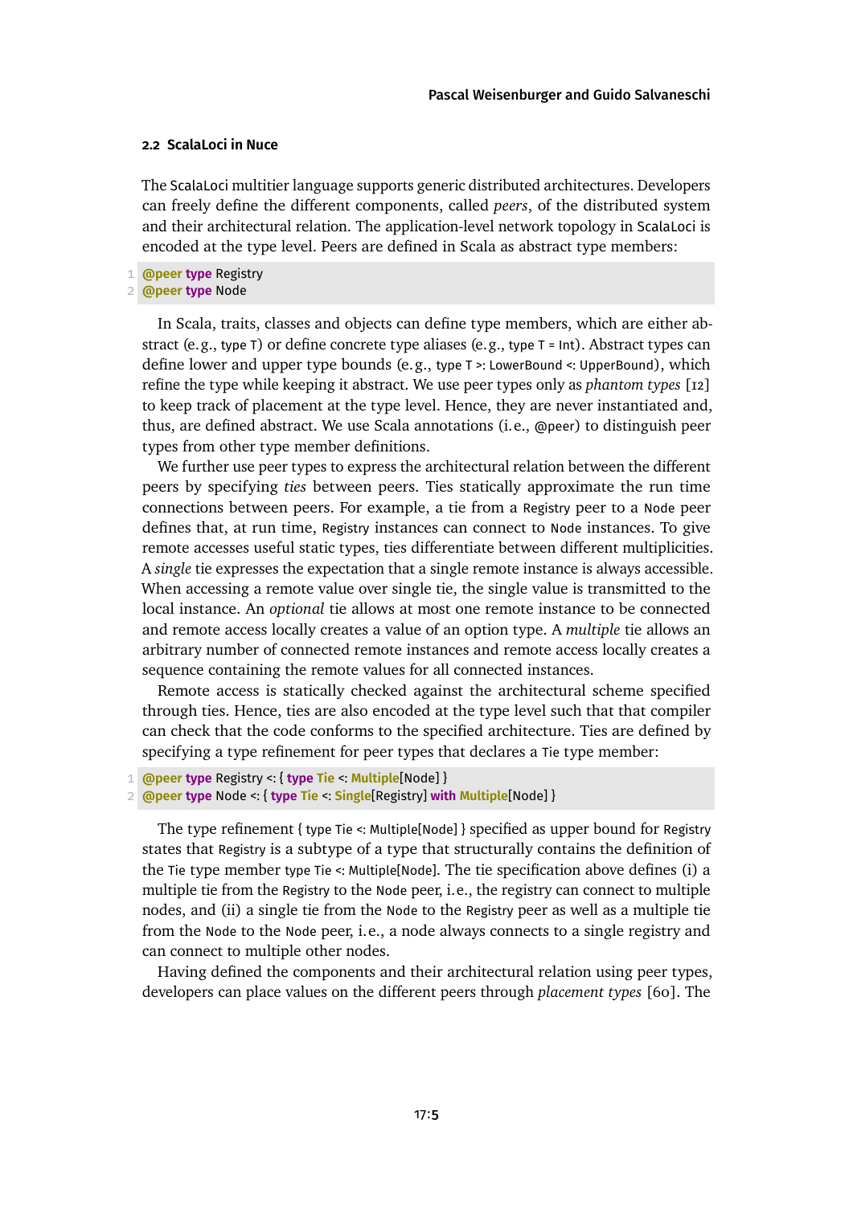### 2.2 ScalaLoci in Nuce

The ScalaLoci multitier language supports generic distributed architectures. Developers can freely define the different components, called *peers*, of the distributed system and their architectural relation. The application-level network topology in ScalaLoci is encoded at the type level. Peers are defined in Scala as abstract type members:

```
@peer type Registry
@peer type Node
```

In Scala, traits, classes and objects can define type members, which are either abstract (e.g., `type T`) or define concrete type aliases (e.g., `type T = Int`). Abstract types can define lower and upper type bounds (e.g., `type T >: LowerBound <: UpperBound`), which refine the type while keeping it abstract. We use peer types only as *phantom types* [12] to keep track of placement at the type level. Hence, they are never instantiated and, thus, are defined abstract. We use Scala annotations (i.e., `@peer`) to distinguish peer types from other type member definitions.

We further use peer types to express the architectural relation between the different peers by specifying *ties* between peers. Ties statically approximate the run time connections between peers. For example, a tie from a `Registry` peer to a `Node` peer defines that, at run time, `Registry` instances can connect to `Node` instances. To give remote accesses useful static types, ties differentiate between different multiplicities. A *single* tie expresses the expectation that a single remote instance is always accessible. When accessing a remote value over single tie, the single value is transmitted to the local instance. An *optional* tie allows at most one remote instance to be connected and remote access locally creates a value of an option type. A *multiple* tie allows an arbitrary number of connected remote instances and remote access locally creates a sequence containing the remote values for all connected instances.

Remote access is statically checked against the architectural scheme specified through ties. Hence, ties are also encoded at the type level such that that compiler can check that the code conforms to the specified architecture. Ties are defined by specifying a type refinement for peer types that declares a `Tie` type member:

```
@peer type Registry <: { type Tie <: Multiple[Node] }
@peer type Node <: { type Tie <: Single[Registry] with Multiple[Node] }
```

The type refinement `{ type Tie <: Multiple[Node] }` specified as upper bound for `Registry` states that `Registry` is a subtype of a type that structurally contains the definition of the `Tie` type member `type Tie <: Multiple[Node]`. The tie specification above defines (i) a multiple tie from the `Registry` to the `Node` peer, i.e., the registry can connect to multiple nodes, and (ii) a single tie from the `Node` to the `Registry` peer as well as a multiple tie from the `Node` to the `Node` peer, i.e., a node always connects to a single registry and can connect to multiple other nodes.

Having defined the components and their architectural relation using peer types, developers can place values on the different peers through *placement types* [60]. The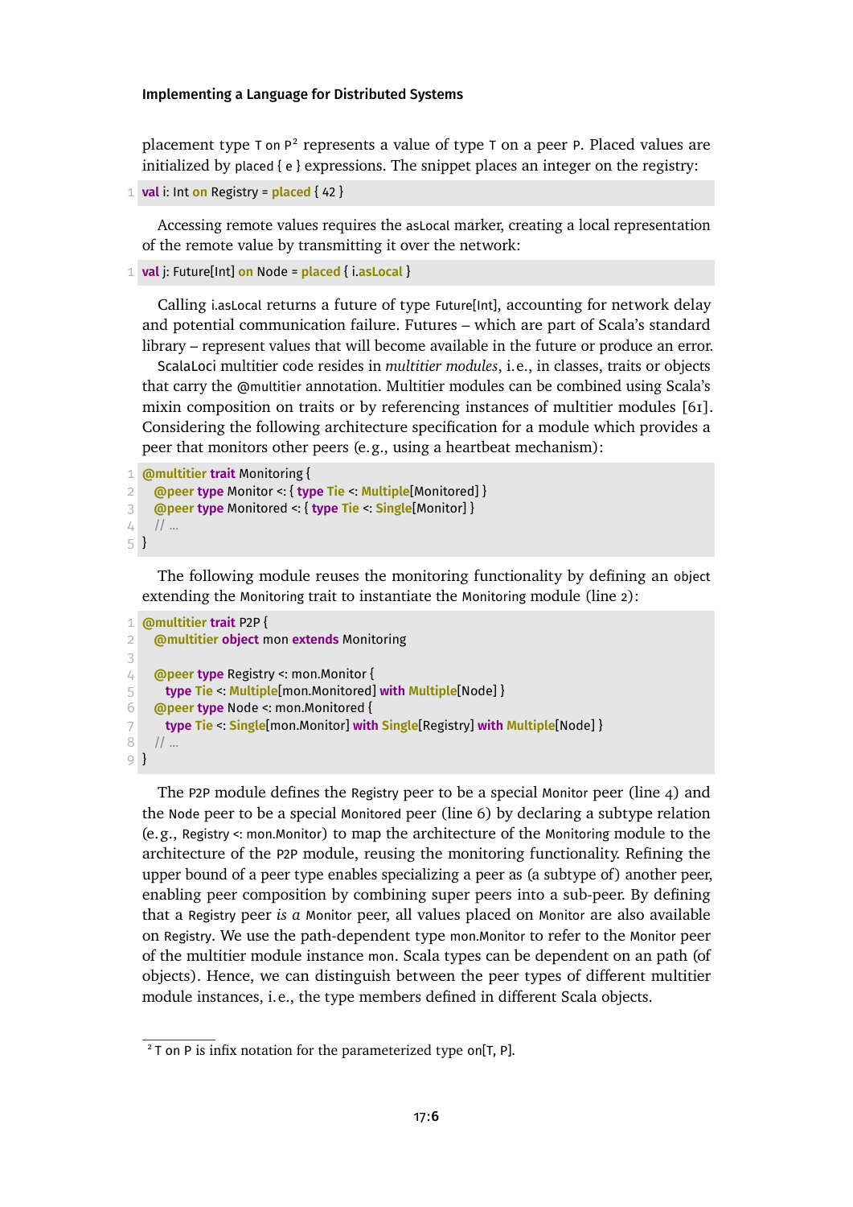placement type `T on P`[2] represents a value of type `T` on a peer `P`. Placed values are initialized by `placed { e }` expressions. The snippet places an integer on the registry:

```
val i: Int on Registry = placed { 42 }
```

Accessing remote values requires the `asLocal` marker, creating a local representation of the remote value by transmitting it over the network:

```
val j: Future[Int] on Node = placed { i.asLocal }
```

Calling `i.asLocal` returns a future of type `Future[Int]`, accounting for network delay and potential communication failure. Futures – which are part of Scala's standard library – represent values that will become available in the future or produce an error.

ScalaLoci multitier code resides in *multitier modules*, i.e., in classes, traits or objects that carry the `@multitier` annotation. Multitier modules can be combined using Scala's mixin composition on traits or by referencing instances of multitier modules [61]. Considering the following architecture specification for a module which provides a peer that monitors other peers (e.g., using a heartbeat mechanism):

```
@multitier trait Monitoring {
  @peer type Monitor <: { type Tie <: Multiple[Monitored] }
  @peer type Monitored <: { type Tie <: Single[Monitor] }
  // ...
}
```

The following module reuses the monitoring functionality by defining an `object` extending the `Monitoring` trait to instantiate the `Monitoring` module (line 2):

```
@multitier trait P2P {
  @multitier object mon extends Monitoring

  @peer type Registry <: mon.Monitor {
    type Tie <: Multiple[mon.Monitored] with Multiple[Node] }
  @peer type Node <: mon.Monitored {
    type Tie <: Single[mon.Monitor] with Single[Registry] with Multiple[Node] }
  // ...
}
```

The `P2P` module defines the `Registry` peer to be a special `Monitor` peer (line 4) and the `Node` peer to be a special `Monitored` peer (line 6) by declaring a subtype relation (e.g., `Registry <: mon.Monitor`) to map the architecture of the `Monitoring` module to the architecture of the `P2P` module, reusing the monitoring functionality. Refining the upper bound of a peer type enables specializing a peer as (a subtype of) another peer, enabling peer composition by combining super peers into a sub-peer. By defining that a `Registry` peer *is a* `Monitor` peer, all values placed on `Monitor` are also available on `Registry`. We use the path-dependent type `mon.Monitor` to refer to the `Monitor` peer of the multitier module instance `mon`. Scala types can be dependent on an path (of objects). Hence, we can distinguish between the peer types of different multitier module instances, i.e., the type members defined in different Scala objects.

---

[2] `T on P` is infix notation for the parameterized type `on[T, P]`.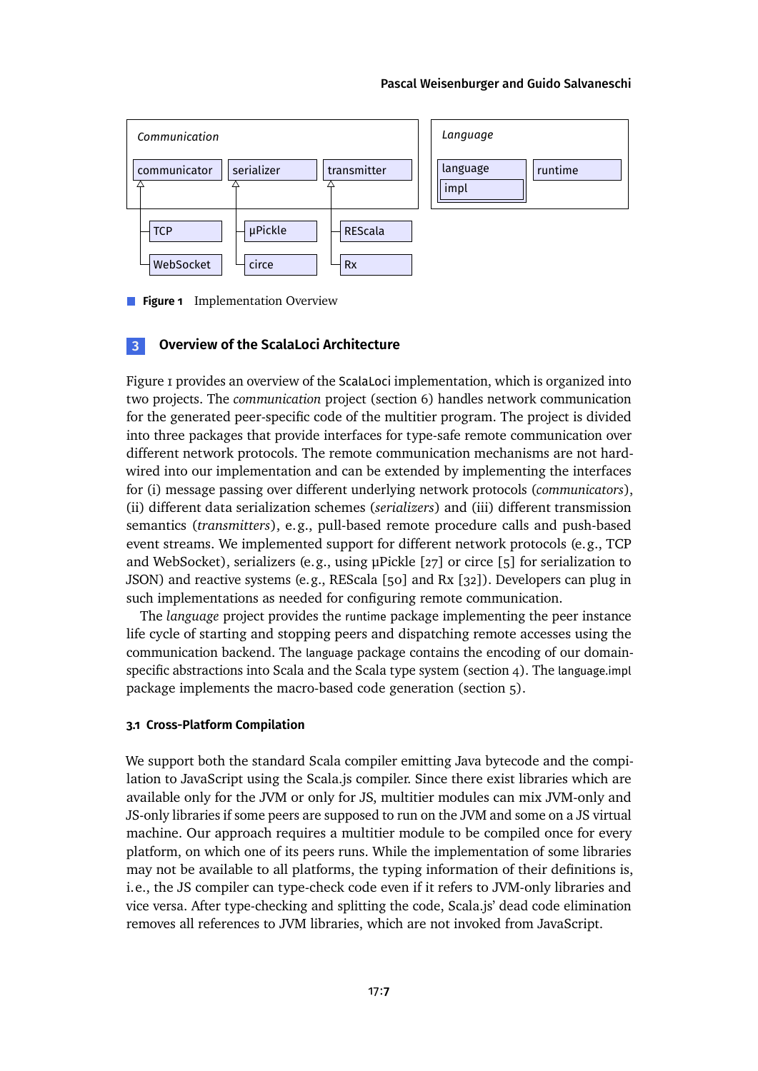**Figure 1** Implementation Overview

## 3 Overview of the ScalaLoci Architecture

Figure 1 provides an overview of the ScalaLoci implementation, which is organized into two projects. The *communication* project (section 6) handles network communication for the generated peer-specific code of the multitier program. The project is divided into three packages that provide interfaces for type-safe remote communication over different network protocols. The remote communication mechanisms are not hard-wired into our implementation and can be extended by implementing the interfaces for (i) message passing over different underlying network protocols (*communicators*), (ii) different data serialization schemes (*serializers*) and (iii) different transmission semantics (*transmitters*), e.g., pull-based remote procedure calls and push-based event streams. We implemented support for different network protocols (e.g., TCP and WebSocket), serializers (e.g., using µPickle [27] or circe [5] for serialization to JSON) and reactive systems (e.g., REScala [50] and Rx [32]). Developers can plug in such implementations as needed for configuring remote communication.

The *language* project provides the runtime package implementing the peer instance life cycle of starting and stopping peers and dispatching remote accesses using the communication backend. The language package contains the encoding of our domain-specific abstractions into Scala and the Scala type system (section 4). The language.impl package implements the macro-based code generation (section 5).

### 3.1 Cross-Platform Compilation

We support both the standard Scala compiler emitting Java bytecode and the compilation to JavaScript using the Scala.js compiler. Since there exist libraries which are available only for the JVM or only for JS, multitier modules can mix JVM-only and JS-only libraries if some peers are supposed to run on the JVM and some on a JS virtual machine. Our approach requires a multitier module to be compiled once for every platform, on which one of its peers runs. While the implementation of some libraries may not be available to all platforms, the typing information of their definitions is, i.e., the JS compiler can type-check code even if it refers to JVM-only libraries and vice versa. After type-checking and splitting the code, Scala.js' dead code elimination removes all references to JVM libraries, which are not invoked from JavaScript.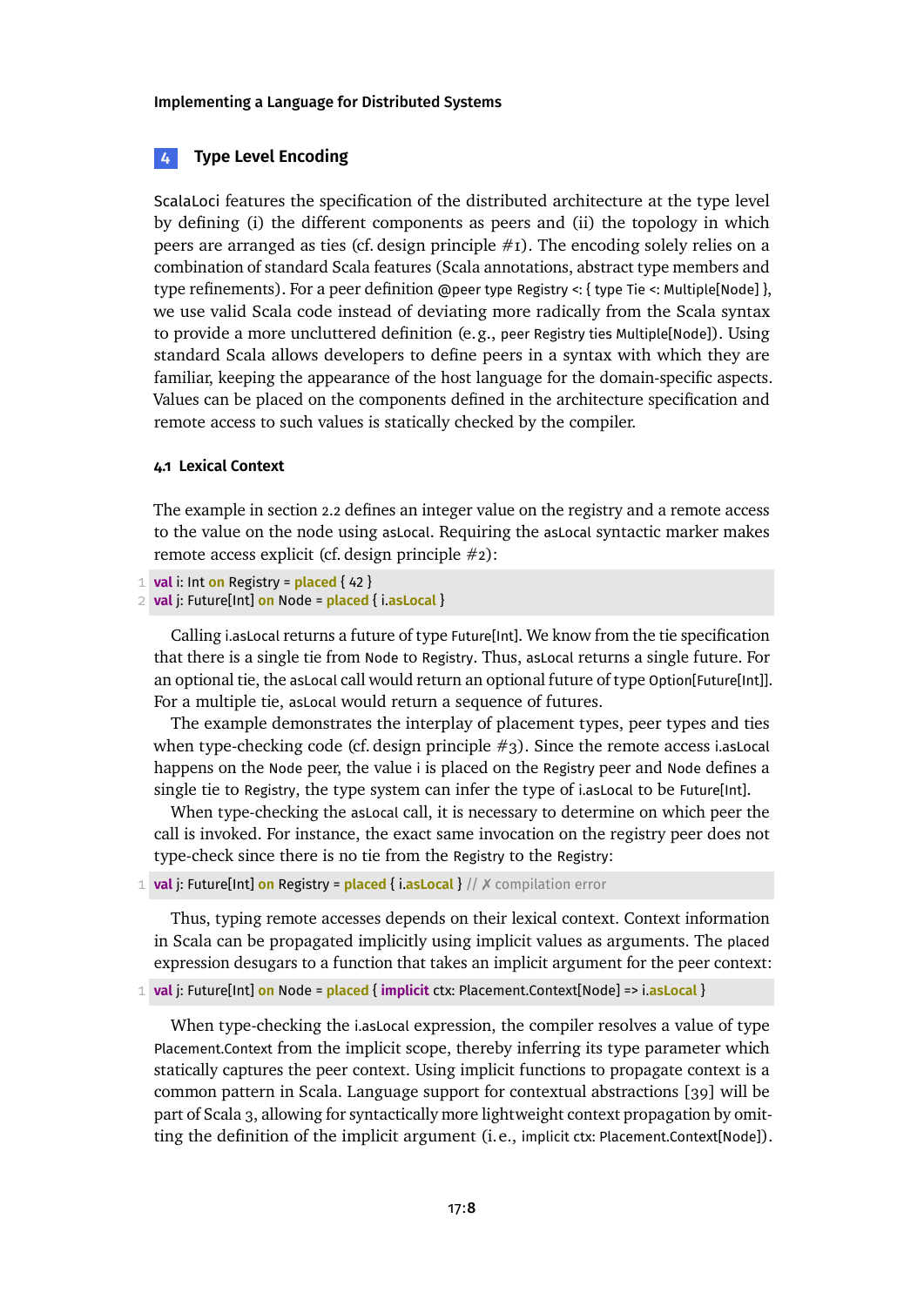## 4 Type Level Encoding

ScalaLoci features the specification of the distributed architecture at the type level by defining (i) the different components as peers and (ii) the topology in which peers are arranged as ties (cf. design principle #1). The encoding solely relies on a combination of standard Scala features (Scala annotations, abstract type members and type refinements). For a peer definition `@peer type Registry <: { type Tie <: Multiple[Node] }`, we use valid Scala code instead of deviating more radically from the Scala syntax to provide a more uncluttered definition (e.g., `peer Registry ties Multiple[Node]`). Using standard Scala allows developers to define peers in a syntax with which they are familiar, keeping the appearance of the host language for the domain-specific aspects. Values can be placed on the components defined in the architecture specification and remote access to such values is statically checked by the compiler.

### 4.1 Lexical Context

The example in section 2.2 defines an integer value on the registry and a remote access to the value on the node using `asLocal`. Requiring the `asLocal` syntactic marker makes remote access explicit (cf. design principle #2):

```
val i: Int on Registry = placed { 42 }
val j: Future[Int] on Node = placed { i.asLocal }
```

Calling `i.asLocal` returns a future of type `Future[Int]`. We know from the tie specification that there is a single tie from `Node` to `Registry`. Thus, `asLocal` returns a single future. For an optional tie, the `asLocal` call would return an optional future of type `Option[Future[Int]]`. For a multiple tie, `asLocal` would return a sequence of futures.

The example demonstrates the interplay of placement types, peer types and ties when type-checking code (cf. design principle #3). Since the remote access `i.asLocal` happens on the `Node` peer, the value `i` is placed on the `Registry` peer and `Node` defines a single tie to `Registry`, the type system can infer the type of `i.asLocal` to be `Future[Int]`.

When type-checking the `asLocal` call, it is necessary to determine on which peer the call is invoked. For instance, the exact same invocation on the registry peer does not type-check since there is no tie from the `Registry` to the `Registry`:

```
val j: Future[Int] on Registry = placed { i.asLocal } // ✗ compilation error
```

Thus, typing remote accesses depends on their lexical context. Context information in Scala can be propagated implicitly using implicit values as arguments. The `placed` expression desugars to a function that takes an implicit argument for the peer context:

```
val j: Future[Int] on Node = placed { implicit ctx: Placement.Context[Node] => i.asLocal }
```

When type-checking the `i.asLocal` expression, the compiler resolves a value of type `Placement.Context` from the implicit scope, thereby inferring its type parameter which statically captures the peer context. Using implicit functions to propagate context is a common pattern in Scala. Language support for contextual abstractions [39] will be part of Scala 3, allowing for syntactically more lightweight context propagation by omitting the definition of the implicit argument (i.e., `implicit ctx: Placement.Context[Node]`).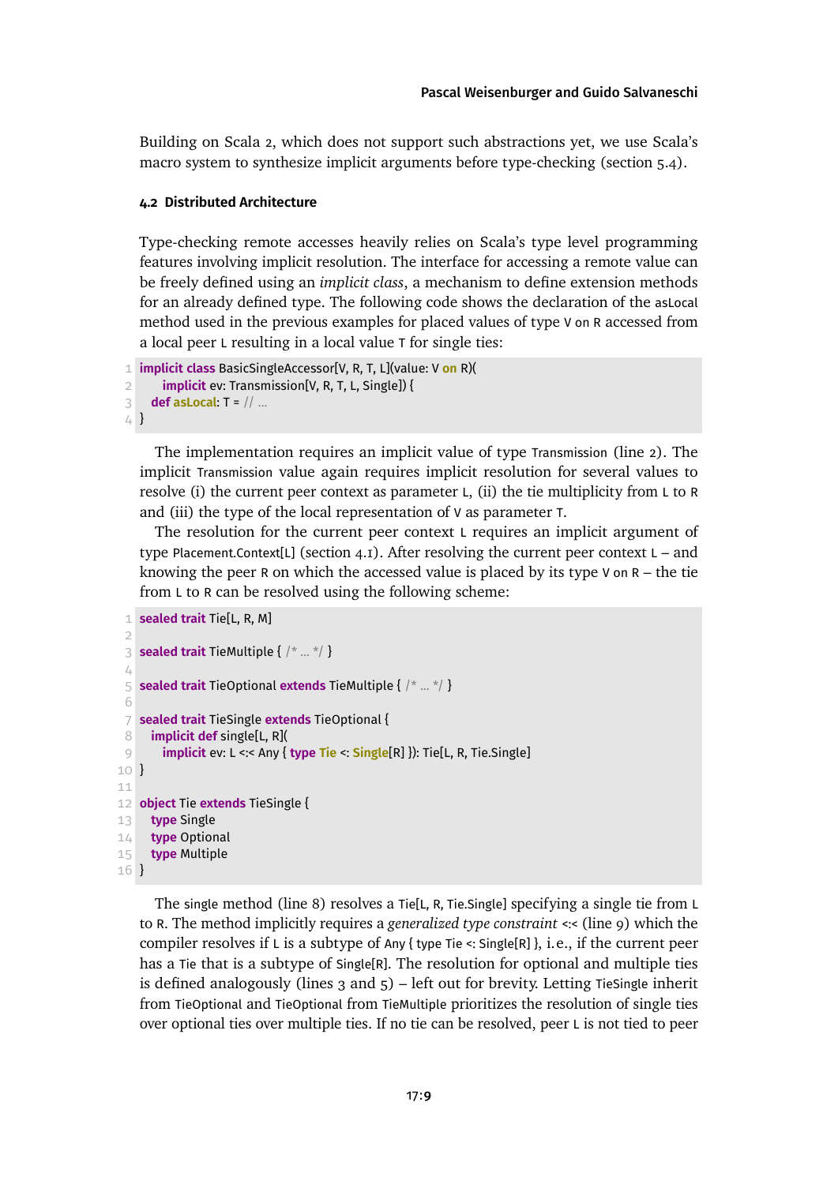Building on Scala 2, which does not support such abstractions yet, we use Scala's macro system to synthesize implicit arguments before type-checking (section 5.4).

### 4.2 Distributed Architecture

Type-checking remote accesses heavily relies on Scala's type level programming features involving implicit resolution. The interface for accessing a remote value can be freely defined using an *implicit class*, a mechanism to define extension methods for an already defined type. The following code shows the declaration of the asLocal method used in the previous examples for placed values of type V on R accessed from a local peer L resulting in a local value T for single ties:

```
implicit class BasicSingleAccessor[V, R, T, L](value: V on R)(
    implicit ev: Transmission[V, R, T, L, Single]) {
  def asLocal: T = // ...
}
```

The implementation requires an implicit value of type Transmission (line 2). The implicit Transmission value again requires implicit resolution for several values to resolve (i) the current peer context as parameter L, (ii) the tie multiplicity from L to R and (iii) the type of the local representation of V as parameter T.

The resolution for the current peer context L requires an implicit argument of type Placement.Context[L] (section 4.1). After resolving the current peer context L – and knowing the peer R on which the accessed value is placed by its type V on R – the tie from L to R can be resolved using the following scheme:

```
sealed trait Tie[L, R, M]

sealed trait TieMultiple { /* ... */ }

sealed trait TieOptional extends TieMultiple { /* ... */ }

sealed trait TieSingle extends TieOptional {
  implicit def single[L, R](
    implicit ev: L <:< Any { type Tie <: Single[R] }): Tie[L, R, Tie.Single]
}

object Tie extends TieSingle {
  type Single
  type Optional
  type Multiple
}
```

The single method (line 8) resolves a Tie[L, R, Tie.Single] specifying a single tie from L to R. The method implicitly requires a *generalized type constraint* <:< (line 9) which the compiler resolves if L is a subtype of Any { type Tie <: Single[R] }, i.e., if the current peer has a Tie that is a subtype of Single[R]. The resolution for optional and multiple ties is defined analogously (lines 3 and 5) – left out for brevity. Letting TieSingle inherit from TieOptional and TieOptional from TieMultiple prioritizes the resolution of single ties over optional ties over multiple ties. If no tie can be resolved, peer L is not tied to peer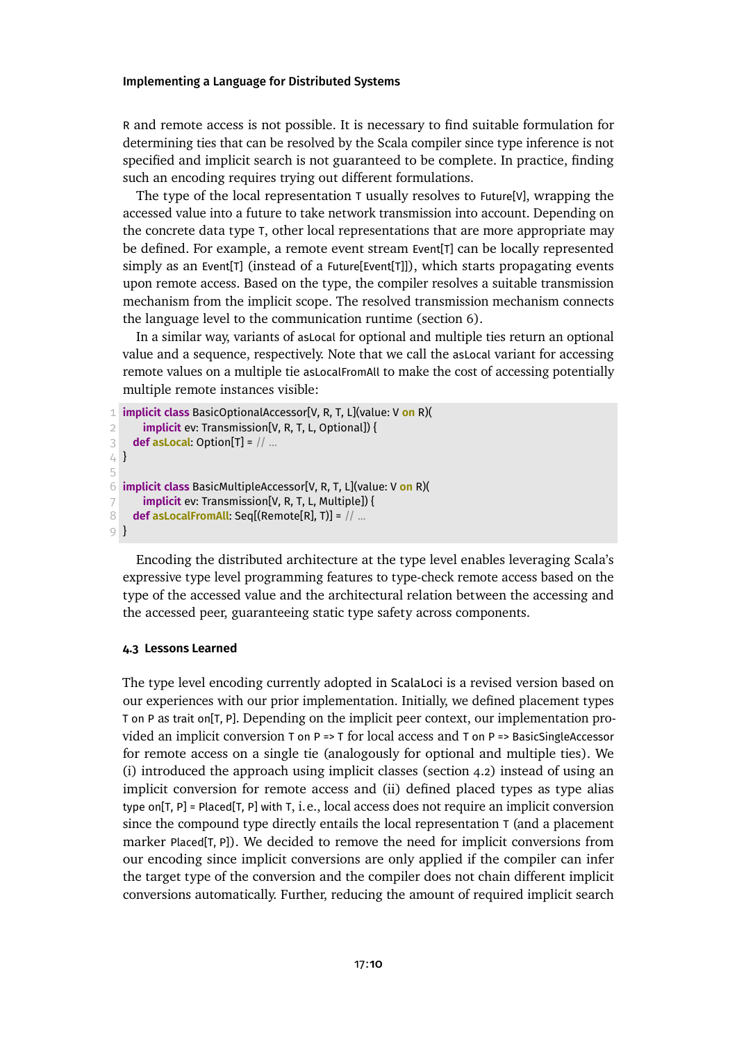R and remote access is not possible. It is necessary to find suitable formulation for determining ties that can be resolved by the Scala compiler since type inference is not specified and implicit search is not guaranteed to be complete. In practice, finding such an encoding requires trying out different formulations.

The type of the local representation T usually resolves to Future[V], wrapping the accessed value into a future to take network transmission into account. Depending on the concrete data type T, other local representations that are more appropriate may be defined. For example, a remote event stream Event[T] can be locally represented simply as an Event[T] (instead of a Future[Event[T]]), which starts propagating events upon remote access. Based on the type, the compiler resolves a suitable transmission mechanism from the implicit scope. The resolved transmission mechanism connects the language level to the communication runtime (section 6).

In a similar way, variants of asLocal for optional and multiple ties return an optional value and a sequence, respectively. Note that we call the asLocal variant for accessing remote values on a multiple tie asLocalFromAll to make the cost of accessing potentially multiple remote instances visible:

```
implicit class BasicOptionalAccessor[V, R, T, L](value: V on R)(
    implicit ev: Transmission[V, R, T, L, Optional]) {
  def asLocal: Option[T] = // ...
}

implicit class BasicMultipleAccessor[V, R, T, L](value: V on R)(
    implicit ev: Transmission[V, R, T, L, Multiple]) {
  def asLocalFromAll: Seq[(Remote[R], T)] = // ...
}
```

Encoding the distributed architecture at the type level enables leveraging Scala's expressive type level programming features to type-check remote access based on the type of the accessed value and the architectural relation between the accessing and the accessed peer, guaranteeing static type safety across components.

#### 4.3 Lessons Learned

The type level encoding currently adopted in ScalaLoci is a revised version based on our experiences with our prior implementation. Initially, we defined placement types T on P as trait on[T, P]. Depending on the implicit peer context, our implementation provided an implicit conversion T on P => T for local access and T on P => BasicSingleAccessor for remote access on a single tie (analogously for optional and multiple ties). We (i) introduced the approach using implicit classes (section 4.2) instead of using an implicit conversion for remote access and (ii) defined placed types as type alias type on[T, P] = Placed[T, P] with T, i.e., local access does not require an implicit conversion since the compound type directly entails the local representation T (and a placement marker Placed[T, P]). We decided to remove the need for implicit conversions from our encoding since implicit conversions are only applied if the compiler can infer the target type of the conversion and the compiler does not chain different implicit conversions automatically. Further, reducing the amount of required implicit search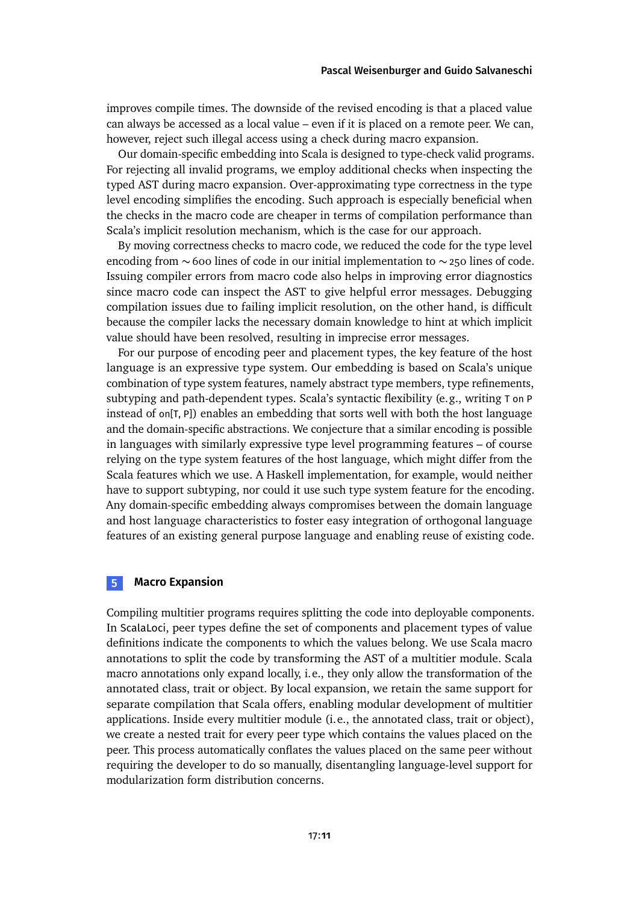improves compile times. The downside of the revised encoding is that a placed value can always be accessed as a local value – even if it is placed on a remote peer. We can, however, reject such illegal access using a check during macro expansion.

Our domain-specific embedding into Scala is designed to type-check valid programs. For rejecting all invalid programs, we employ additional checks when inspecting the typed AST during macro expansion. Over-approximating type correctness in the type level encoding simplifies the encoding. Such approach is especially beneficial when the checks in the macro code are cheaper in terms of compilation performance than Scala's implicit resolution mechanism, which is the case for our approach.

By moving correctness checks to macro code, we reduced the code for the type level encoding from $\sim$600 lines of code in our initial implementation to $\sim$250 lines of code. Issuing compiler errors from macro code also helps in improving error diagnostics since macro code can inspect the AST to give helpful error messages. Debugging compilation issues due to failing implicit resolution, on the other hand, is difficult because the compiler lacks the necessary domain knowledge to hint at which implicit value should have been resolved, resulting in imprecise error messages.

For our purpose of encoding peer and placement types, the key feature of the host language is an expressive type system. Our embedding is based on Scala's unique combination of type system features, namely abstract type members, type refinements, subtyping and path-dependent types. Scala's syntactic flexibility (e.g., writing `T on P` instead of `on[T, P]`) enables an embedding that sorts well with both the host language and the domain-specific abstractions. We conjecture that a similar encoding is possible in languages with similarly expressive type level programming features – of course relying on the type system features of the host language, which might differ from the Scala features which we use. A Haskell implementation, for example, would neither have to support subtyping, nor could it use such type system feature for the encoding. Any domain-specific embedding always compromises between the domain language and host language characteristics to foster easy integration of orthogonal language features of an existing general purpose language and enabling reuse of existing code.

## 5 Macro Expansion

Compiling multitier programs requires splitting the code into deployable components. In ScalaLoci, peer types define the set of components and placement types of value definitions indicate the components to which the values belong. We use Scala macro annotations to split the code by transforming the AST of a multitier module. Scala macro annotations only expand locally, i.e., they only allow the transformation of the annotated class, trait or object. By local expansion, we retain the same support for separate compilation that Scala offers, enabling modular development of multitier applications. Inside every multitier module (i.e., the annotated class, trait or object), we create a nested trait for every peer type which contains the values placed on the peer. This process automatically conflates the values placed on the same peer without requiring the developer to do so manually, disentangling language-level support for modularization form distribution concerns.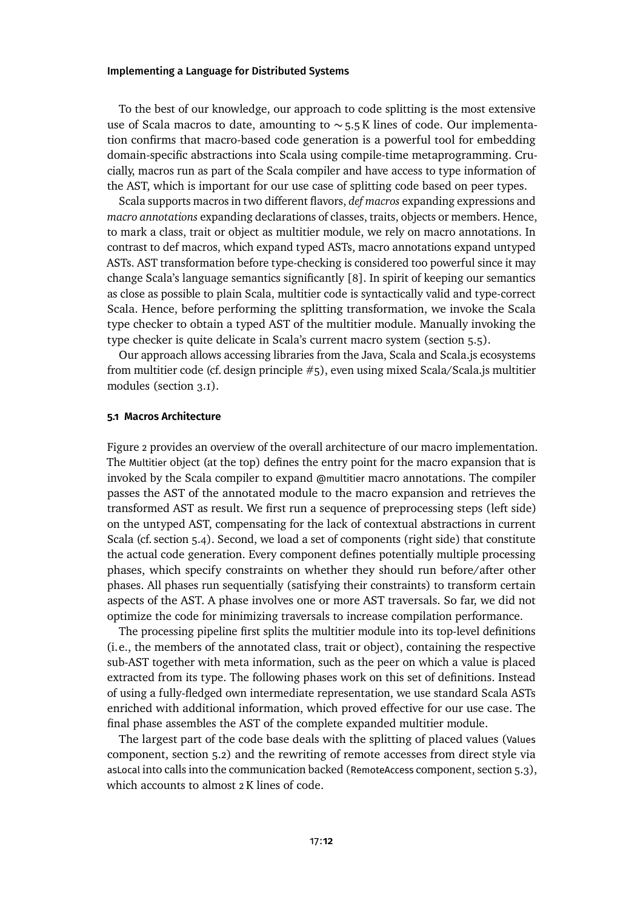To the best of our knowledge, our approach to code splitting is the most extensive use of Scala macros to date, amounting to $\sim$ 5.5 K lines of code. Our implementation confirms that macro-based code generation is a powerful tool for embedding domain-specific abstractions into Scala using compile-time metaprogramming. Crucially, macros run as part of the Scala compiler and have access to type information of the AST, which is important for our use case of splitting code based on peer types.

Scala supports macros in two different flavors, *def macros* expanding expressions and *macro annotations* expanding declarations of classes, traits, objects or members. Hence, to mark a class, trait or object as multitier module, we rely on macro annotations. In contrast to def macros, which expand typed ASTs, macro annotations expand untyped ASTs. AST transformation before type-checking is considered too powerful since it may change Scala's language semantics significantly [8]. In spirit of keeping our semantics as close as possible to plain Scala, multitier code is syntactically valid and type-correct Scala. Hence, before performing the splitting transformation, we invoke the Scala type checker to obtain a typed AST of the multitier module. Manually invoking the type checker is quite delicate in Scala's current macro system (section 5.5).

Our approach allows accessing libraries from the Java, Scala and Scala.js ecosystems from multitier code (cf. design principle #5), even using mixed Scala/Scala.js multitier modules (section 3.1).

#### 5.1 Macros Architecture

Figure 2 provides an overview of the overall architecture of our macro implementation. The `Multitier` object (at the top) defines the entry point for the macro expansion that is invoked by the Scala compiler to expand `@multitier` macro annotations. The compiler passes the AST of the annotated module to the macro expansion and retrieves the transformed AST as result. We first run a sequence of preprocessing steps (left side) on the untyped AST, compensating for the lack of contextual abstractions in current Scala (cf. section 5.4). Second, we load a set of components (right side) that constitute the actual code generation. Every component defines potentially multiple processing phases, which specify constraints on whether they should run before/after other phases. All phases run sequentially (satisfying their constraints) to transform certain aspects of the AST. A phase involves one or more AST traversals. So far, we did not optimize the code for minimizing traversals to increase compilation performance.

The processing pipeline first splits the multitier module into its top-level definitions (i.e., the members of the annotated class, trait or object), containing the respective sub-AST together with meta information, such as the peer on which a value is placed extracted from its type. The following phases work on this set of definitions. Instead of using a fully-fledged own intermediate representation, we use standard Scala ASTs enriched with additional information, which proved effective for our use case. The final phase assembles the AST of the complete expanded multitier module.

The largest part of the code base deals with the splitting of placed values (`Values` component, section 5.2) and the rewriting of remote accesses from direct style via `asLocal` into calls into the communication backed (`RemoteAccess` component, section 5.3), which accounts to almost 2 K lines of code.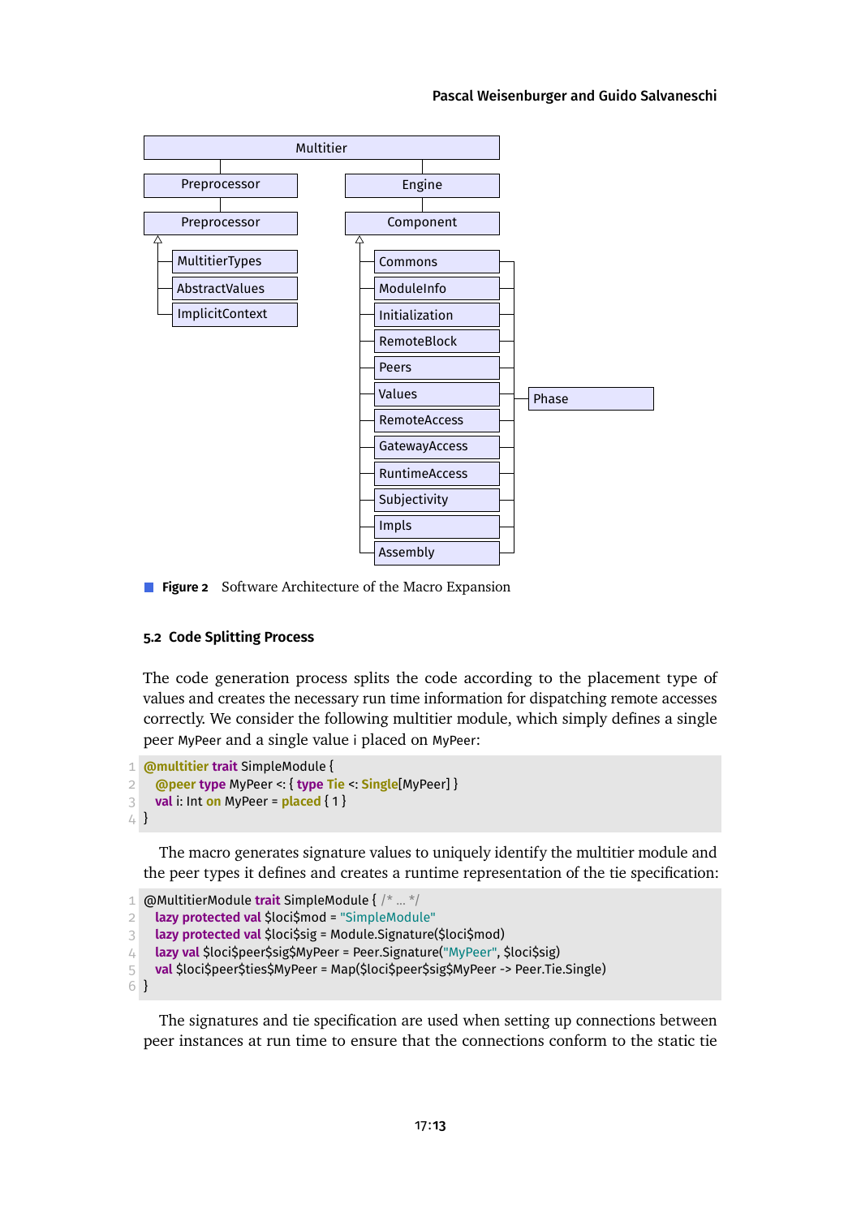Multitier

Preprocessor | Engine

Preprocessor | Component

MultitierTypes, AbstractValues, ImplicitContext

Commons, ModuleInfo, Initialization, RemoteBlock, Peers, Values, RemoteAccess, GatewayAccess, RuntimeAccess, Subjectivity, Impls, Assembly

Phase

**Figure 2** Software Architecture of the Macro Expansion

### 5.2 Code Splitting Process

The code generation process splits the code according to the placement type of values and creates the necessary run time information for dispatching remote accesses correctly. We consider the following multitier module, which simply defines a single peer `MyPeer` and a single value `i` placed on `MyPeer`:

```
@multitier trait SimpleModule {
  @peer type MyPeer <: { type Tie <: Single[MyPeer] }
  val i: Int on MyPeer = placed { 1 }
}
```

The macro generates signature values to uniquely identify the multitier module and the peer types it defines and creates a runtime representation of the tie specification:

```
@MultitierModule trait SimpleModule { /* ... */
  lazy protected val $loci$mod = "SimpleModule"
  lazy protected val $loci$sig = Module.Signature($loci$mod)
  lazy val $loci$peer$sig$MyPeer = Peer.Signature("MyPeer", $loci$sig)
  val $loci$peer$ties$MyPeer = Map($loci$peer$sig$MyPeer -> Peer.Tie.Single)
}
```

The signatures and tie specification are used when setting up connections between peer instances at run time to ensure that the connections conform to the static tie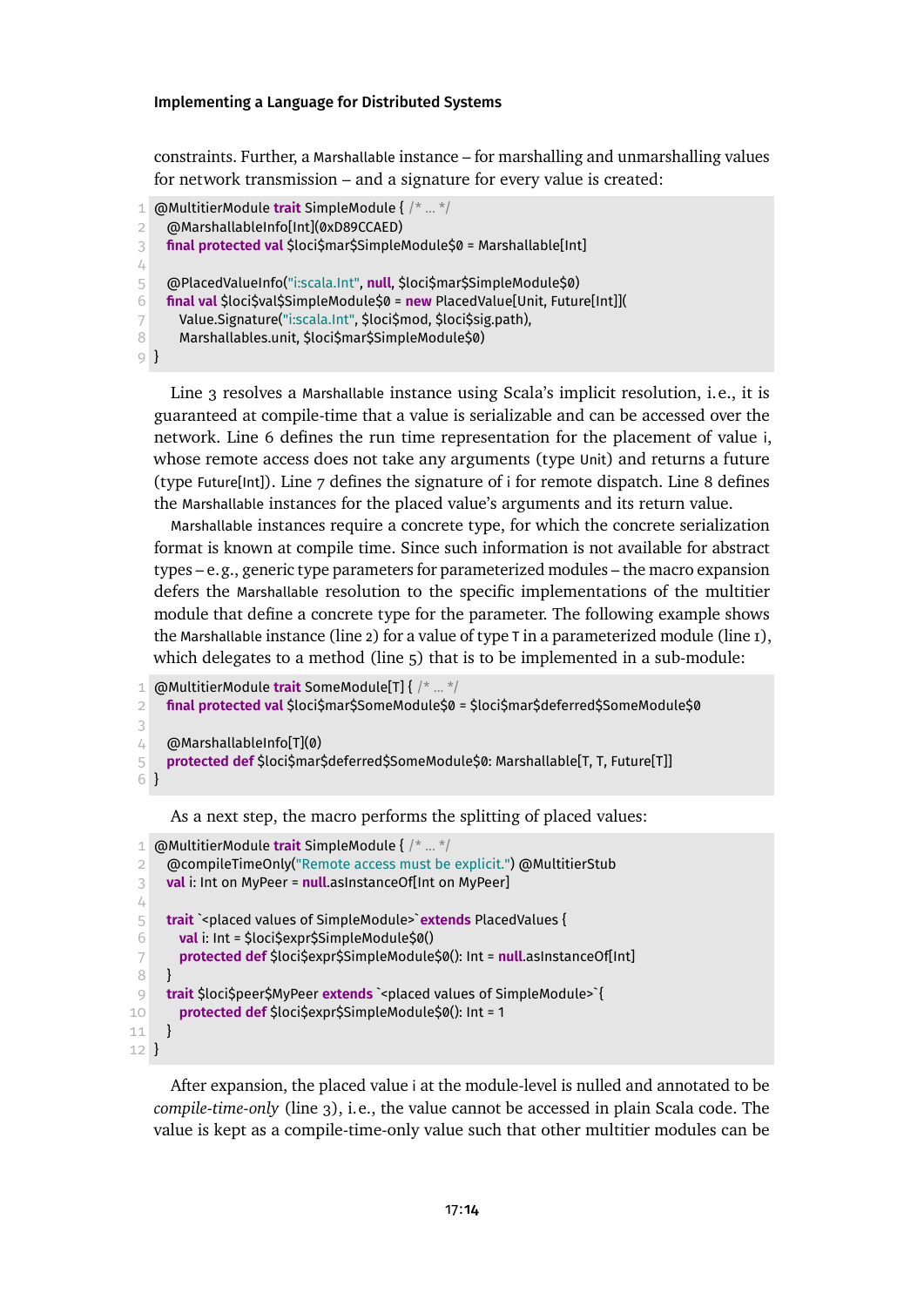constraints. Further, a Marshallable instance – for marshalling and unmarshalling values for network transmission – and a signature for every value is created:

```
@MultitierModule trait SimpleModule { /* ... */
  @MarshallableInfo[Int](0xD89CCAED)
  final protected val $loci$mar$SimpleModule$0 = Marshallable[Int]

  @PlacedValueInfo("i:scala.Int", null, $loci$mar$SimpleModule$0)
  final val $loci$val$SimpleModule$0 = new PlacedValue[Unit, Future[Int]](
    Value.Signature("i:scala.Int", $loci$mod, $loci$sig.path),
    Marshallables.unit, $loci$mar$SimpleModule$0)
}
```

Line 3 resolves a Marshallable instance using Scala's implicit resolution, i.e., it is guaranteed at compile-time that a value is serializable and can be accessed over the network. Line 6 defines the run time representation for the placement of value i, whose remote access does not take any arguments (type Unit) and returns a future (type Future[Int]). Line 7 defines the signature of i for remote dispatch. Line 8 defines the Marshallable instances for the placed value's arguments and its return value.

Marshallable instances require a concrete type, for which the concrete serialization format is known at compile time. Since such information is not available for abstract types – e.g., generic type parameters for parameterized modules – the macro expansion defers the Marshallable resolution to the specific implementations of the multitier module that define a concrete type for the parameter. The following example shows the Marshallable instance (line 2) for a value of type T in a parameterized module (line 1), which delegates to a method (line 5) that is to be implemented in a sub-module:

```
@MultitierModule trait SomeModule[T] { /* ... */
  final protected val $loci$mar$SomeModule$0 = $loci$mar$deferred$SomeModule$0

  @MarshallableInfo[T](0)
  protected def $loci$mar$deferred$SomeModule$0: Marshallable[T, T, Future[T]]
}
```

As a next step, the macro performs the splitting of placed values:

```
@MultitierModule trait SimpleModule { /* ... */
  @compileTimeOnly("Remote access must be explicit.") @MultitierStub
  val i: Int on MyPeer = null.asInstanceOf[Int on MyPeer]

  trait `<placed values of SimpleModule>` extends PlacedValues {
    val i: Int = $loci$expr$SimpleModule$0()
    protected def $loci$expr$SimpleModule$0(): Int = null.asInstanceOf[Int]
  }
  trait $loci$peer$MyPeer extends `<placed values of SimpleModule>`{
    protected def $loci$expr$SimpleModule$0(): Int = 1
  }
}
```

After expansion, the placed value i at the module-level is nulled and annotated to be *compile-time-only* (line 3), i.e., the value cannot be accessed in plain Scala code. The value is kept as a compile-time-only value such that other multitier modules can be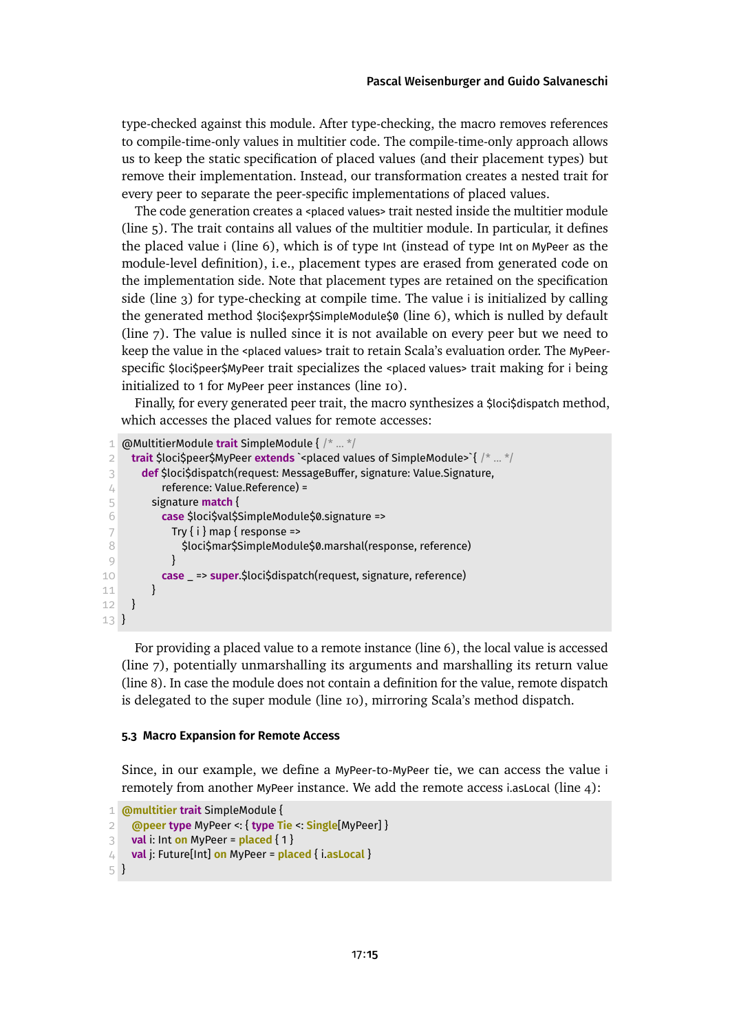type-checked against this module. After type-checking, the macro removes references to compile-time-only values in multitier code. The compile-time-only approach allows us to keep the static specification of placed values (and their placement types) but remove their implementation. Instead, our transformation creates a nested trait for every peer to separate the peer-specific implementations of placed values.

The code generation creates a `<placed values>` trait nested inside the multitier module (line 5). The trait contains all values of the multitier module. In particular, it defines the placed value `i` (line 6), which is of type `Int` (instead of type `Int on MyPeer` as the module-level definition), i.e., placement types are erased from generated code on the implementation side. Note that placement types are retained on the specification side (line 3) for type-checking at compile time. The value `i` is initialized by calling the generated method `$loci$expr$SimpleModule$0` (line 6), which is nulled by default (line 7). The value is nulled since it is not available on every peer but we need to keep the value in the `<placed values>` trait to retain Scala's evaluation order. The `MyPeer`-specific `$loci$peer$MyPeer` trait specializes the `<placed values>` trait making for `i` being initialized to `1` for `MyPeer` peer instances (line 10).

Finally, for every generated peer trait, the macro synthesizes a `$loci$dispatch` method, which accesses the placed values for remote accesses:

```
@MultitierModule trait SimpleModule { /* … */
  trait $loci$peer$MyPeer extends `<placed values of SimpleModule>`{ /* … */
    def $loci$dispatch(request: MessageBuffer, signature: Value.Signature,
        reference: Value.Reference) =
      signature match {
        case $loci$val$SimpleModule$0.signature =>
          Try { i } map { response =>
            $loci$mar$SimpleModule$0.marshal(response, reference)
          }
        case _ => super.$loci$dispatch(request, signature, reference)
      }
  }
}
```

For providing a placed value to a remote instance (line 6), the local value is accessed (line 7), potentially unmarshalling its arguments and marshalling its return value (line 8). In case the module does not contain a definition for the value, remote dispatch is delegated to the super module (line 10), mirroring Scala's method dispatch.

### 5.3 Macro Expansion for Remote Access

Since, in our example, we define a `MyPeer`-to-`MyPeer` tie, we can access the value `i` remotely from another `MyPeer` instance. We add the remote access `i.asLocal` (line 4):

```
@multitier trait SimpleModule {
  @peer type MyPeer <: { type Tie <: Single[MyPeer] }
  val i: Int on MyPeer = placed { 1 }
  val j: Future[Int] on MyPeer = placed { i.asLocal }
}
```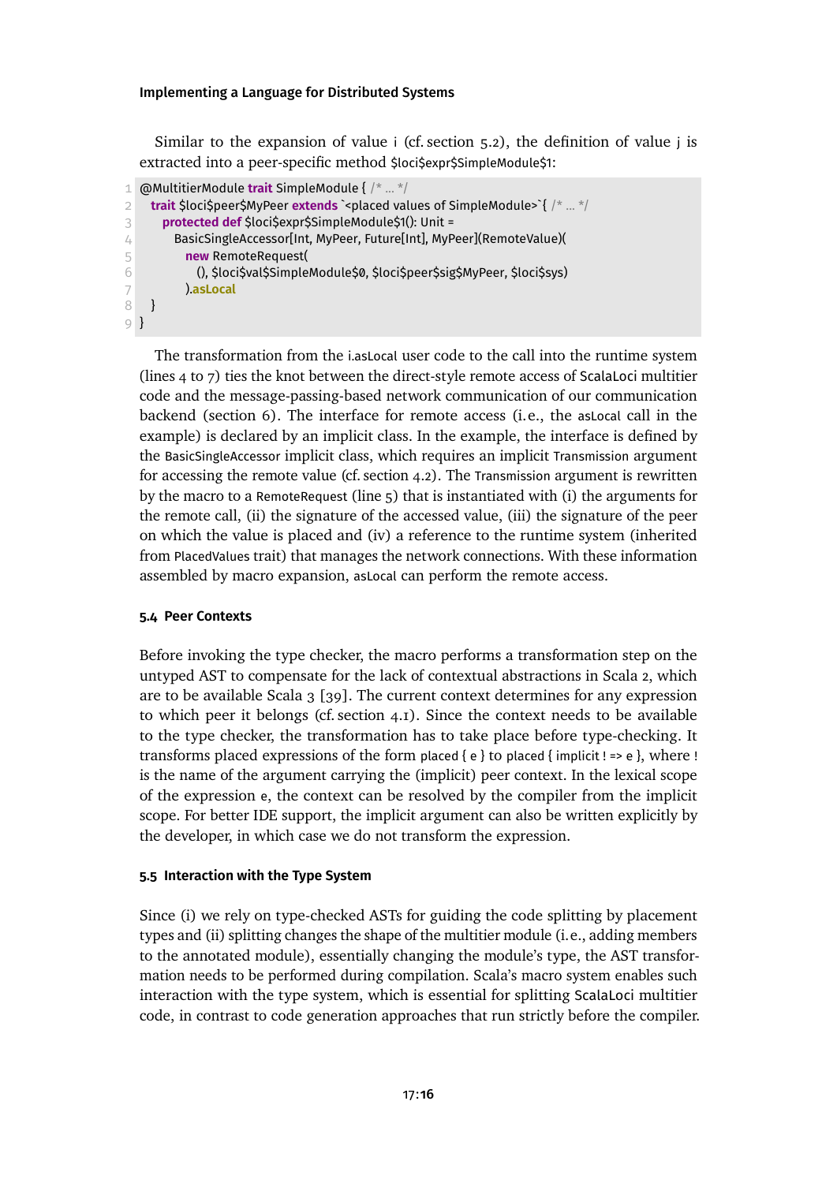Similar to the expansion of value `i` (cf. section 5.2), the definition of value `j` is extracted into a peer-specific method `$loci$expr$SimpleModule$1`:

```
@MultitierModule trait SimpleModule { /* … */
  trait $loci$peer$MyPeer extends `<placed values of SimpleModule>`{ /* … */
    protected def $loci$expr$SimpleModule$1(): Unit =
      BasicSingleAccessor[Int, MyPeer, Future[Int], MyPeer](RemoteValue)(
        new RemoteRequest(
          (), $loci$val$SimpleModule$0, $loci$peer$sig$MyPeer, $loci$sys)
        ).asLocal
  }
}
```

The transformation from the `i.asLocal` user code to the call into the runtime system (lines 4 to 7) ties the knot between the direct-style remote access of ScalaLoci multitier code and the message-passing-based network communication of our communication backend (section 6). The interface for remote access (i.e., the `asLocal` call in the example) is declared by an implicit class. In the example, the interface is defined by the `BasicSingleAccessor` implicit class, which requires an implicit `Transmission` argument for accessing the remote value (cf. section 4.2). The `Transmission` argument is rewritten by the macro to a `RemoteRequest` (line 5) that is instantiated with (i) the arguments for the remote call, (ii) the signature of the accessed value, (iii) the signature of the peer on which the value is placed and (iv) a reference to the runtime system (inherited from `PlacedValues` trait) that manages the network connections. With these information assembled by macro expansion, `asLocal` can perform the remote access.

### 5.4 Peer Contexts

Before invoking the type checker, the macro performs a transformation step on the untyped AST to compensate for the lack of contextual abstractions in Scala 2, which are to be available Scala 3 [39]. The current context determines for any expression to which peer it belongs (cf. section 4.1). Since the context needs to be available to the type checker, the transformation has to take place before type-checking. It transforms placed expressions of the form `placed { e }` to `placed { implicit ! => e }`, where `!` is the name of the argument carrying the (implicit) peer context. In the lexical scope of the expression `e`, the context can be resolved by the compiler from the implicit scope. For better IDE support, the implicit argument can also be written explicitly by the developer, in which case we do not transform the expression.

### 5.5 Interaction with the Type System

Since (i) we rely on type-checked ASTs for guiding the code splitting by placement types and (ii) splitting changes the shape of the multitier module (i.e., adding members to the annotated module), essentially changing the module's type, the AST transformation needs to be performed during compilation. Scala's macro system enables such interaction with the type system, which is essential for splitting ScalaLoci multitier code, in contrast to code generation approaches that run strictly before the compiler.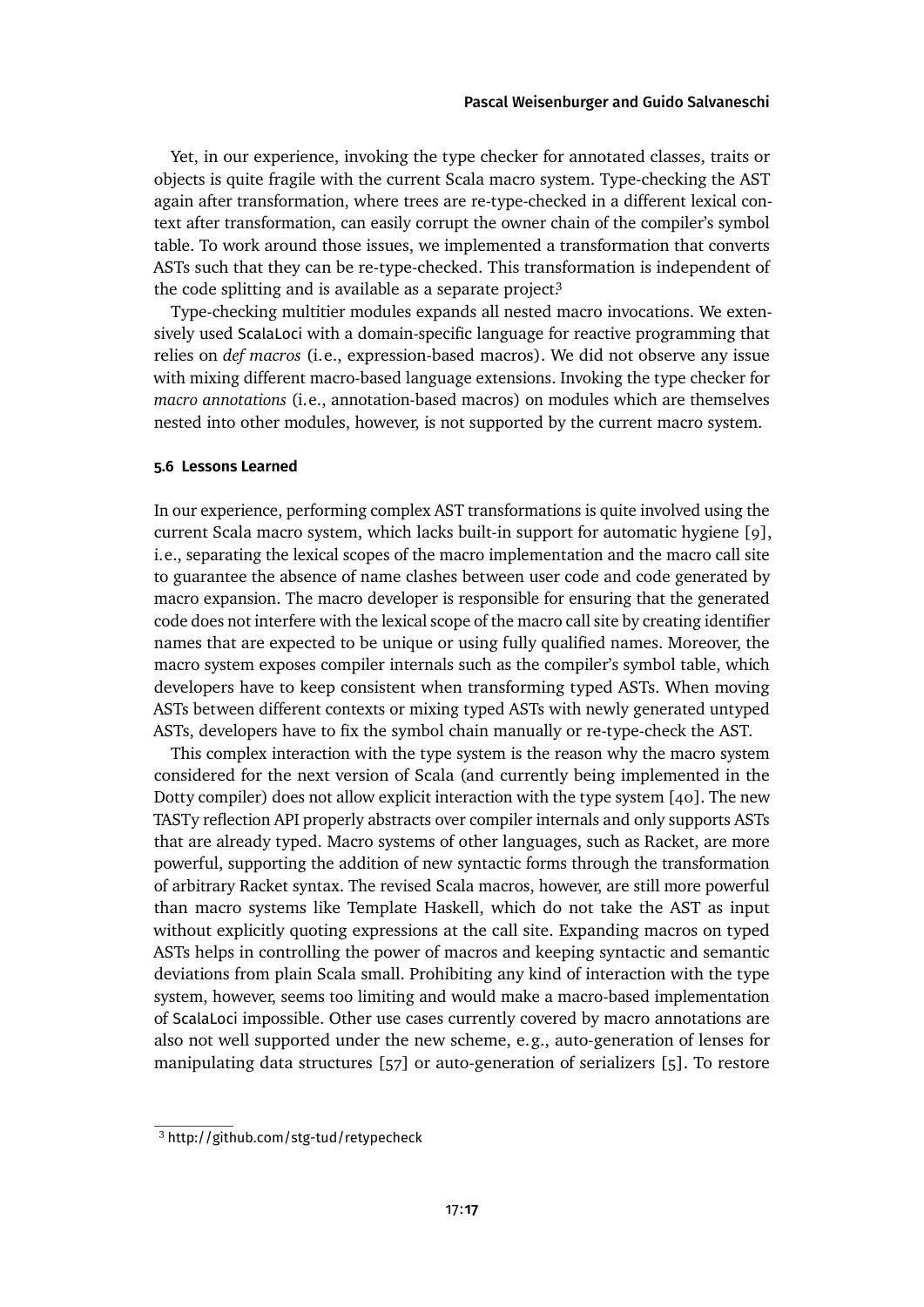Yet, in our experience, invoking the type checker for annotated classes, traits or objects is quite fragile with the current Scala macro system. Type-checking the AST again after transformation, where trees are re-type-checked in a different lexical context after transformation, can easily corrupt the owner chain of the compiler's symbol table. To work around those issues, we implemented a transformation that converts ASTs such that they can be re-type-checked. This transformation is independent of the code splitting and is available as a separate project[3]

Type-checking multitier modules expands all nested macro invocations. We extensively used ScalaLoci with a domain-specific language for reactive programming that relies on *def macros* (i.e., expression-based macros). We did not observe any issue with mixing different macro-based language extensions. Invoking the type checker for *macro annotations* (i.e., annotation-based macros) on modules which are themselves nested into other modules, however, is not supported by the current macro system.

#### 5.6 Lessons Learned

In our experience, performing complex AST transformations is quite involved using the current Scala macro system, which lacks built-in support for automatic hygiene [9], i.e., separating the lexical scopes of the macro implementation and the macro call site to guarantee the absence of name clashes between user code and code generated by macro expansion. The macro developer is responsible for ensuring that the generated code does not interfere with the lexical scope of the macro call site by creating identifier names that are expected to be unique or using fully qualified names. Moreover, the macro system exposes compiler internals such as the compiler's symbol table, which developers have to keep consistent when transforming typed ASTs. When moving ASTs between different contexts or mixing typed ASTs with newly generated untyped ASTs, developers have to fix the symbol chain manually or re-type-check the AST.

This complex interaction with the type system is the reason why the macro system considered for the next version of Scala (and currently being implemented in the Dotty compiler) does not allow explicit interaction with the type system [40]. The new TASTy reflection API properly abstracts over compiler internals and only supports ASTs that are already typed. Macro systems of other languages, such as Racket, are more powerful, supporting the addition of new syntactic forms through the transformation of arbitrary Racket syntax. The revised Scala macros, however, are still more powerful than macro systems like Template Haskell, which do not take the AST as input without explicitly quoting expressions at the call site. Expanding macros on typed ASTs helps in controlling the power of macros and keeping syntactic and semantic deviations from plain Scala small. Prohibiting any kind of interaction with the type system, however, seems too limiting and would make a macro-based implementation of ScalaLoci impossible. Other use cases currently covered by macro annotations are also not well supported under the new scheme, e.g., auto-generation of lenses for manipulating data structures [57] or auto-generation of serializers [5]. To restore

[3] http://github.com/stg-tud/retypecheck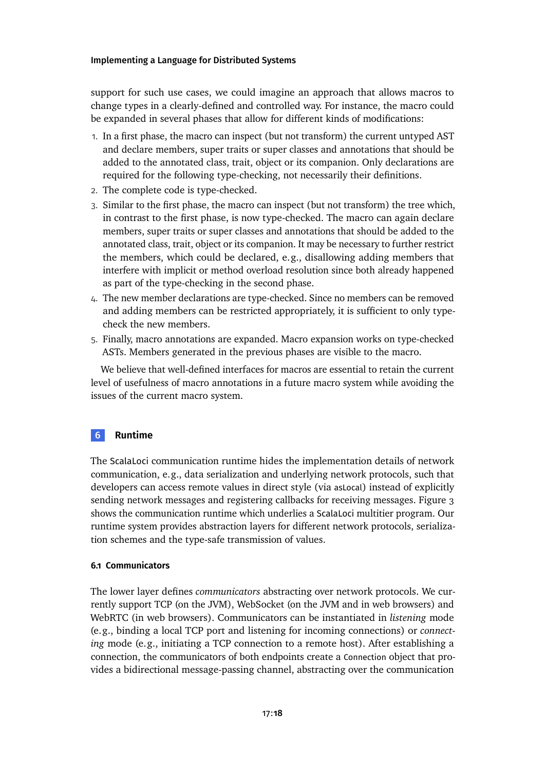support for such use cases, we could imagine an approach that allows macros to change types in a clearly-defined and controlled way. For instance, the macro could be expanded in several phases that allow for different kinds of modifications:

1. In a first phase, the macro can inspect (but not transform) the current untyped AST and declare members, super traits or super classes and annotations that should be added to the annotated class, trait, object or its companion. Only declarations are required for the following type-checking, not necessarily their definitions.
2. The complete code is type-checked.
3. Similar to the first phase, the macro can inspect (but not transform) the tree which, in contrast to the first phase, is now type-checked. The macro can again declare members, super traits or super classes and annotations that should be added to the annotated class, trait, object or its companion. It may be necessary to further restrict the members, which could be declared, e.g., disallowing adding members that interfere with implicit or method overload resolution since both already happened as part of the type-checking in the second phase.
4. The new member declarations are type-checked. Since no members can be removed and adding members can be restricted appropriately, it is sufficient to only type-check the new members.
5. Finally, macro annotations are expanded. Macro expansion works on type-checked ASTs. Members generated in the previous phases are visible to the macro.

We believe that well-defined interfaces for macros are essential to retain the current level of usefulness of macro annotations in a future macro system while avoiding the issues of the current macro system.

## 6 Runtime

The ScalaLoci communication runtime hides the implementation details of network communication, e.g., data serialization and underlying network protocols, such that developers can access remote values in direct style (via `asLocal`) instead of explicitly sending network messages and registering callbacks for receiving messages. Figure 3 shows the communication runtime which underlies a ScalaLoci multitier program. Our runtime system provides abstraction layers for different network protocols, serialization schemes and the type-safe transmission of values.

### 6.1 Communicators

The lower layer defines *communicators* abstracting over network protocols. We currently support TCP (on the JVM), WebSocket (on the JVM and in web browsers) and WebRTC (in web browsers). Communicators can be instantiated in *listening* mode (e.g., binding a local TCP port and listening for incoming connections) or *connecting* mode (e.g., initiating a TCP connection to a remote host). After establishing a connection, the communicators of both endpoints create a `Connection` object that provides a bidirectional message-passing channel, abstracting over the communication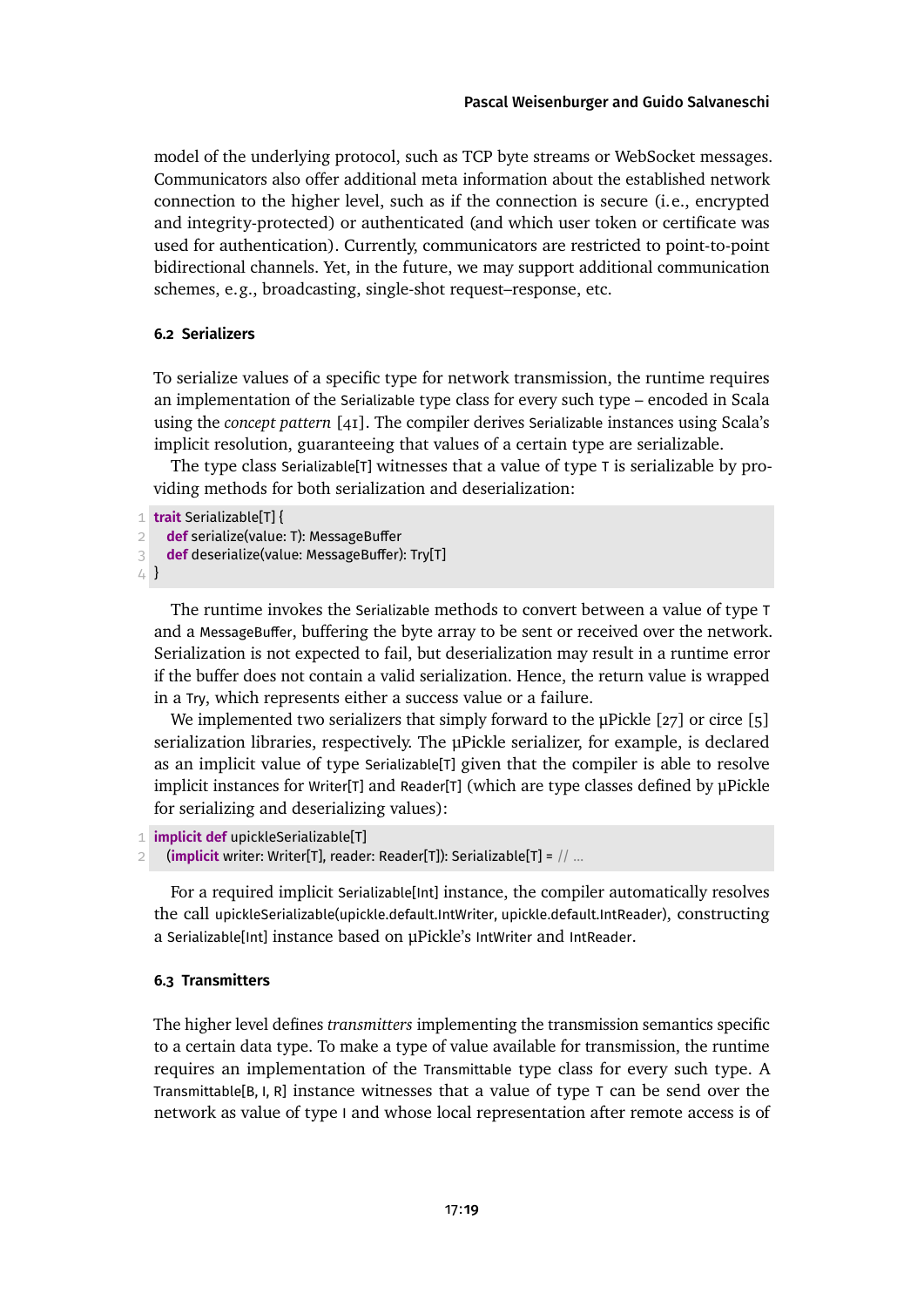model of the underlying protocol, such as TCP byte streams or WebSocket messages. Communicators also offer additional meta information about the established network connection to the higher level, such as if the connection is secure (i.e., encrypted and integrity-protected) or authenticated (and which user token or certificate was used for authentication). Currently, communicators are restricted to point-to-point bidirectional channels. Yet, in the future, we may support additional communication schemes, e.g., broadcasting, single-shot request–response, etc.

### 6.2 Serializers

To serialize values of a specific type for network transmission, the runtime requires an implementation of the `Serializable` type class for every such type – encoded in Scala using the *concept pattern* [41]. The compiler derives `Serializable` instances using Scala's implicit resolution, guaranteeing that values of a certain type are serializable.

The type class `Serializable[T]` witnesses that a value of type `T` is serializable by providing methods for both serialization and deserialization:

```
trait Serializable[T] {
  def serialize(value: T): MessageBuffer
  def deserialize(value: MessageBuffer): Try[T]
}
```

The runtime invokes the `Serializable` methods to convert between a value of type `T` and a `MessageBuffer`, buffering the byte array to be sent or received over the network. Serialization is not expected to fail, but deserialization may result in a runtime error if the buffer does not contain a valid serialization. Hence, the return value is wrapped in a `Try`, which represents either a success value or a failure.

We implemented two serializers that simply forward to the µPickle [27] or circe [5] serialization libraries, respectively. The µPickle serializer, for example, is declared as an implicit value of type `Serializable[T]` given that the compiler is able to resolve implicit instances for `Writer[T]` and `Reader[T]` (which are type classes defined by µPickle for serializing and deserializing values):

```
implicit def upickleSerializable[T]
  (implicit writer: Writer[T], reader: Reader[T]): Serializable[T] = // ...
```

For a required implicit `Serializable[Int]` instance, the compiler automatically resolves the call `upickleSerializable(upickle.default.IntWriter, upickle.default.IntReader)`, constructing a `Serializable[Int]` instance based on µPickle's `IntWriter` and `IntReader`.

### 6.3 Transmitters

The higher level defines *transmitters* implementing the transmission semantics specific to a certain data type. To make a type of value available for transmission, the runtime requires an implementation of the `Transmittable` type class for every such type. A `Transmittable[B, I, R]` instance witnesses that a value of type `T` can be send over the network as value of type `I` and whose local representation after remote access is of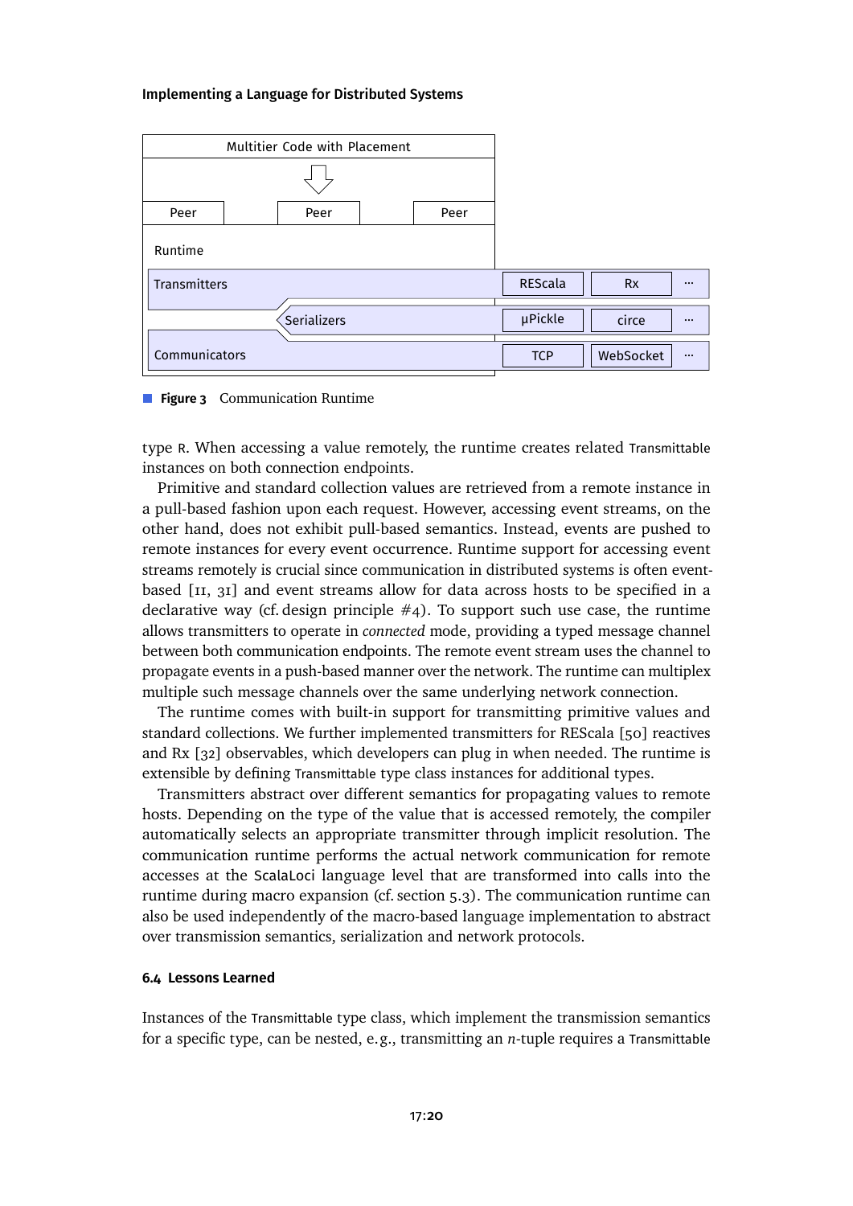**Figure 3** Communication Runtime

type R. When accessing a value remotely, the runtime creates related Transmittable instances on both connection endpoints.

Primitive and standard collection values are retrieved from a remote instance in a pull-based fashion upon each request. However, accessing event streams, on the other hand, does not exhibit pull-based semantics. Instead, events are pushed to remote instances for every event occurrence. Runtime support for accessing event streams remotely is crucial since communication in distributed systems is often event-based [11, 31] and event streams allow for data across hosts to be specified in a declarative way (cf. design principle #4). To support such use case, the runtime allows transmitters to operate in *connected* mode, providing a typed message channel between both communication endpoints. The remote event stream uses the channel to propagate events in a push-based manner over the network. The runtime can multiplex multiple such message channels over the same underlying network connection.

The runtime comes with built-in support for transmitting primitive values and standard collections. We further implemented transmitters for REScala [50] reactives and Rx [32] observables, which developers can plug in when needed. The runtime is extensible by defining Transmittable type class instances for additional types.

Transmitters abstract over different semantics for propagating values to remote hosts. Depending on the type of the value that is accessed remotely, the compiler automatically selects an appropriate transmitter through implicit resolution. The communication runtime performs the actual network communication for remote accesses at the ScalaLoci language level that are transformed into calls into the runtime during macro expansion (cf. section 5.3). The communication runtime can also be used independently of the macro-based language implementation to abstract over transmission semantics, serialization and network protocols.

### 6.4 Lessons Learned

Instances of the Transmittable type class, which implement the transmission semantics for a specific type, can be nested, e.g., transmitting an *n*-tuple requires a Transmittable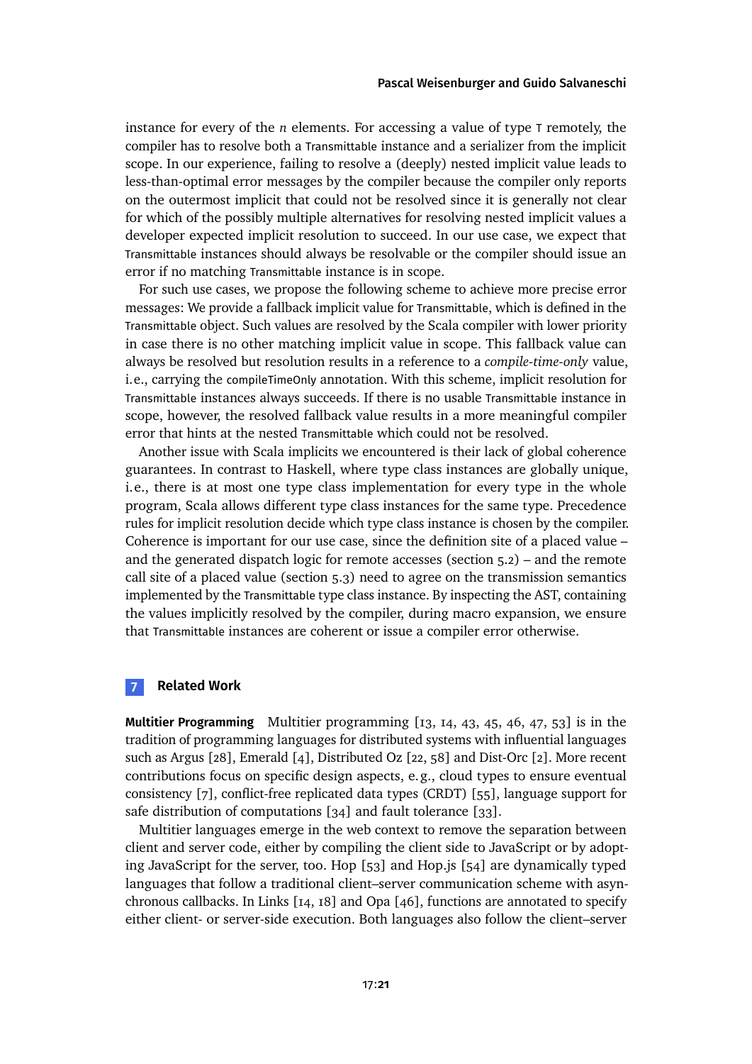instance for every of the $n$ elements. For accessing a value of type `T` remotely, the compiler has to resolve both a `Transmittable` instance and a serializer from the implicit scope. In our experience, failing to resolve a (deeply) nested implicit value leads to less-than-optimal error messages by the compiler because the compiler only reports on the outermost implicit that could not be resolved since it is generally not clear for which of the possibly multiple alternatives for resolving nested implicit values a developer expected implicit resolution to succeed. In our use case, we expect that `Transmittable` instances should always be resolvable or the compiler should issue an error if no matching `Transmittable` instance is in scope.

For such use cases, we propose the following scheme to achieve more precise error messages: We provide a fallback implicit value for `Transmittable`, which is defined in the `Transmittable` object. Such values are resolved by the Scala compiler with lower priority in case there is no other matching implicit value in scope. This fallback value can always be resolved but resolution results in a reference to a *compile-time-only* value, i.e., carrying the `compileTimeOnly` annotation. With this scheme, implicit resolution for `Transmittable` instances always succeeds. If there is no usable `Transmittable` instance in scope, however, the resolved fallback value results in a more meaningful compiler error that hints at the nested `Transmittable` which could not be resolved.

Another issue with Scala implicits we encountered is their lack of global coherence guarantees. In contrast to Haskell, where type class instances are globally unique, i.e., there is at most one type class implementation for every type in the whole program, Scala allows different type class instances for the same type. Precedence rules for implicit resolution decide which type class instance is chosen by the compiler. Coherence is important for our use case, since the definition site of a placed value – and the generated dispatch logic for remote accesses (section 5.2) – and the remote call site of a placed value (section 5.3) need to agree on the transmission semantics implemented by the `Transmittable` type class instance. By inspecting the AST, containing the values implicitly resolved by the compiler, during macro expansion, we ensure that `Transmittable` instances are coherent or issue a compiler error otherwise.

## 7 Related Work

**Multitier Programming** Multitier programming [13, 14, 43, 45, 46, 47, 53] is in the tradition of programming languages for distributed systems with influential languages such as Argus [28], Emerald [4], Distributed Oz [22, 58] and Dist-Orc [2]. More recent contributions focus on specific design aspects, e.g., cloud types to ensure eventual consistency [7], conflict-free replicated data types (CRDT) [55], language support for safe distribution of computations [34] and fault tolerance [33].

Multitier languages emerge in the web context to remove the separation between client and server code, either by compiling the client side to JavaScript or by adopting JavaScript for the server, too. Hop [53] and Hop.js [54] are dynamically typed languages that follow a traditional client–server communication scheme with asynchronous callbacks. In Links [14, 18] and Opa [46], functions are annotated to specify either client- or server-side execution. Both languages also follow the client–server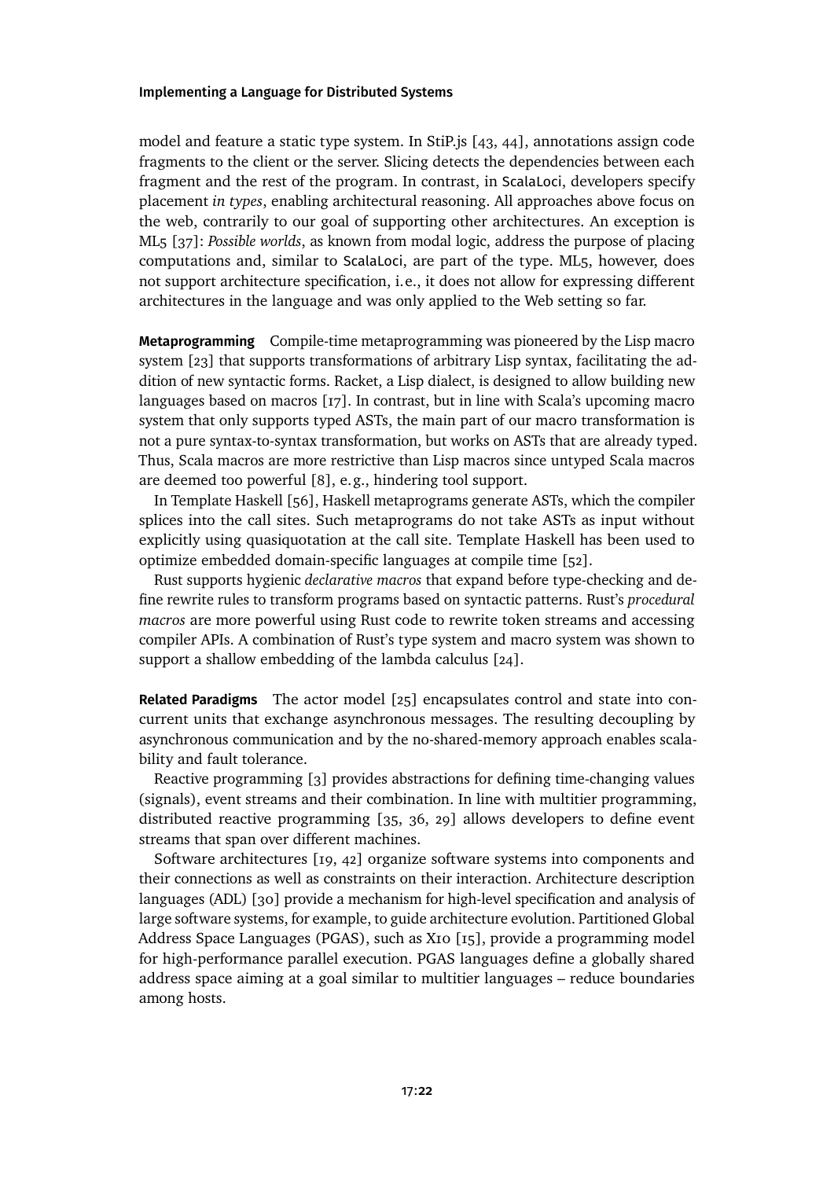model and feature a static type system. In StiP.js [43, 44], annotations assign code fragments to the client or the server. Slicing detects the dependencies between each fragment and the rest of the program. In contrast, in ScalaLoci, developers specify placement *in types*, enabling architectural reasoning. All approaches above focus on the web, contrarily to our goal of supporting other architectures. An exception is ML5 [37]: *Possible worlds*, as known from modal logic, address the purpose of placing computations and, similar to ScalaLoci, are part of the type. ML5, however, does not support architecture specification, i.e., it does not allow for expressing different architectures in the language and was only applied to the Web setting so far.

**Metaprogramming** Compile-time metaprogramming was pioneered by the Lisp macro system [23] that supports transformations of arbitrary Lisp syntax, facilitating the addition of new syntactic forms. Racket, a Lisp dialect, is designed to allow building new languages based on macros [17]. In contrast, but in line with Scala's upcoming macro system that only supports typed ASTs, the main part of our macro transformation is not a pure syntax-to-syntax transformation, but works on ASTs that are already typed. Thus, Scala macros are more restrictive than Lisp macros since untyped Scala macros are deemed too powerful [8], e.g., hindering tool support.

In Template Haskell [56], Haskell metaprograms generate ASTs, which the compiler splices into the call sites. Such metaprograms do not take ASTs as input without explicitly using quasiquotation at the call site. Template Haskell has been used to optimize embedded domain-specific languages at compile time [52].

Rust supports hygienic *declarative macros* that expand before type-checking and define rewrite rules to transform programs based on syntactic patterns. Rust's *procedural macros* are more powerful using Rust code to rewrite token streams and accessing compiler APIs. A combination of Rust's type system and macro system was shown to support a shallow embedding of the lambda calculus [24].

**Related Paradigms** The actor model [25] encapsulates control and state into concurrent units that exchange asynchronous messages. The resulting decoupling by asynchronous communication and by the no-shared-memory approach enables scalability and fault tolerance.

Reactive programming [3] provides abstractions for defining time-changing values (signals), event streams and their combination. In line with multitier programming, distributed reactive programming [35, 36, 29] allows developers to define event streams that span over different machines.

Software architectures [19, 42] organize software systems into components and their connections as well as constraints on their interaction. Architecture description languages (ADL) [30] provide a mechanism for high-level specification and analysis of large software systems, for example, to guide architecture evolution. Partitioned Global Address Space Languages (PGAS), such as X10 [15], provide a programming model for high-performance parallel execution. PGAS languages define a globally shared address space aiming at a goal similar to multitier languages – reduce boundaries among hosts.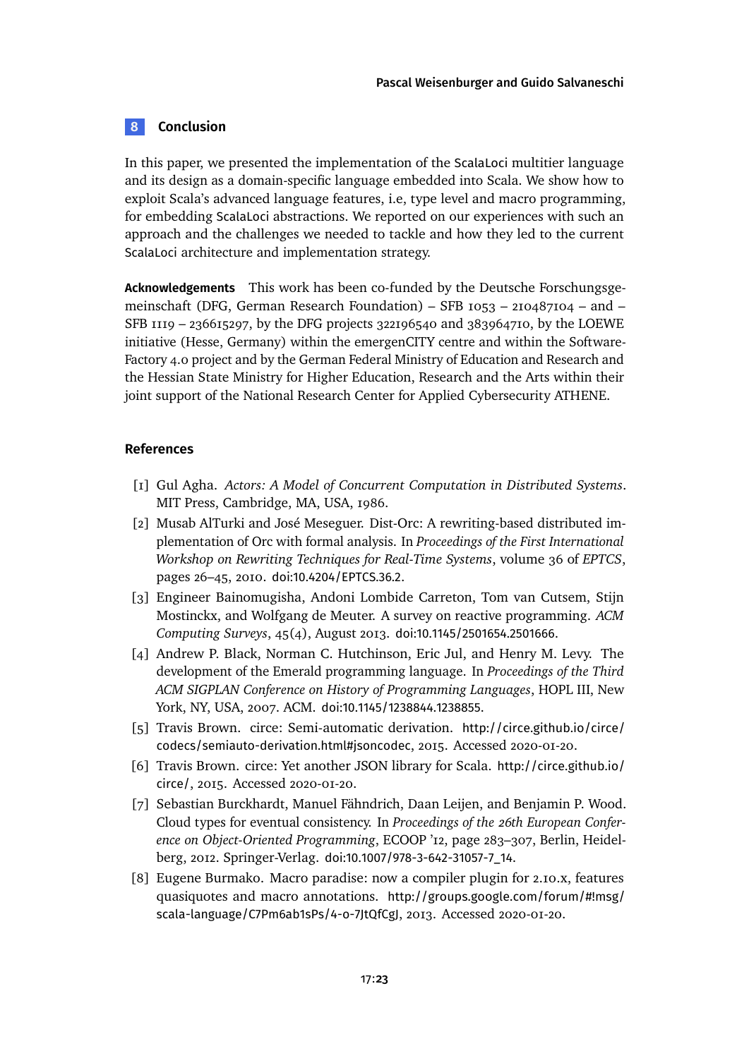## 8 Conclusion

In this paper, we presented the implementation of the ScalaLoci multitier language and its design as a domain-specific language embedded into Scala. We show how to exploit Scala's advanced language features, i.e, type level and macro programming, for embedding ScalaLoci abstractions. We reported on our experiences with such an approach and the challenges we needed to tackle and how they led to the current ScalaLoci architecture and implementation strategy.

**Acknowledgements** This work has been co-funded by the Deutsche Forschungsgemeinschaft (DFG, German Research Foundation) – SFB 1053 – 210487104 – and – SFB 1119 – 236615297, by the DFG projects 322196540 and 383964710, by the LOEWE initiative (Hesse, Germany) within the emergenCITY centre and within the Software-Factory 4.0 project and by the German Federal Ministry of Education and Research and the Hessian State Ministry for Higher Education, Research and the Arts within their joint support of the National Research Center for Applied Cybersecurity ATHENE.

## References

[1] Gul Agha. *Actors: A Model of Concurrent Computation in Distributed Systems*. MIT Press, Cambridge, MA, USA, 1986.

[2] Musab AlTurki and José Meseguer. Dist-Orc: A rewriting-based distributed implementation of Orc with formal analysis. In *Proceedings of the First International Workshop on Rewriting Techniques for Real-Time Systems*, volume 36 of *EPTCS*, pages 26–45, 2010. doi:10.4204/EPTCS.36.2.

[3] Engineer Bainomugisha, Andoni Lombide Carreton, Tom van Cutsem, Stijn Mostinckx, and Wolfgang de Meuter. A survey on reactive programming. *ACM Computing Surveys*, 45(4), August 2013. doi:10.1145/2501654.2501666.

[4] Andrew P. Black, Norman C. Hutchinson, Eric Jul, and Henry M. Levy. The development of the Emerald programming language. In *Proceedings of the Third ACM SIGPLAN Conference on History of Programming Languages*, HOPL III, New York, NY, USA, 2007. ACM. doi:10.1145/1238844.1238855.

[5] Travis Brown. circe: Semi-automatic derivation. http://circe.github.io/circe/codecs/semiauto-derivation.html#jsoncodec, 2015. Accessed 2020-01-20.

[6] Travis Brown. circe: Yet another JSON library for Scala. http://circe.github.io/circe/, 2015. Accessed 2020-01-20.

[7] Sebastian Burckhardt, Manuel Fähndrich, Daan Leijen, and Benjamin P. Wood. Cloud types for eventual consistency. In *Proceedings of the 26th European Conference on Object-Oriented Programming*, ECOOP '12, page 283–307, Berlin, Heidelberg, 2012. Springer-Verlag. doi:10.1007/978-3-642-31057-7_14.

[8] Eugene Burmako. Macro paradise: now a compiler plugin for 2.10.x, features quasiquotes and macro annotations. http://groups.google.com/forum/#!msg/scala-language/C7Pm6ab1sPs/4-o-7JtQfCgJ, 2013. Accessed 2020-01-20.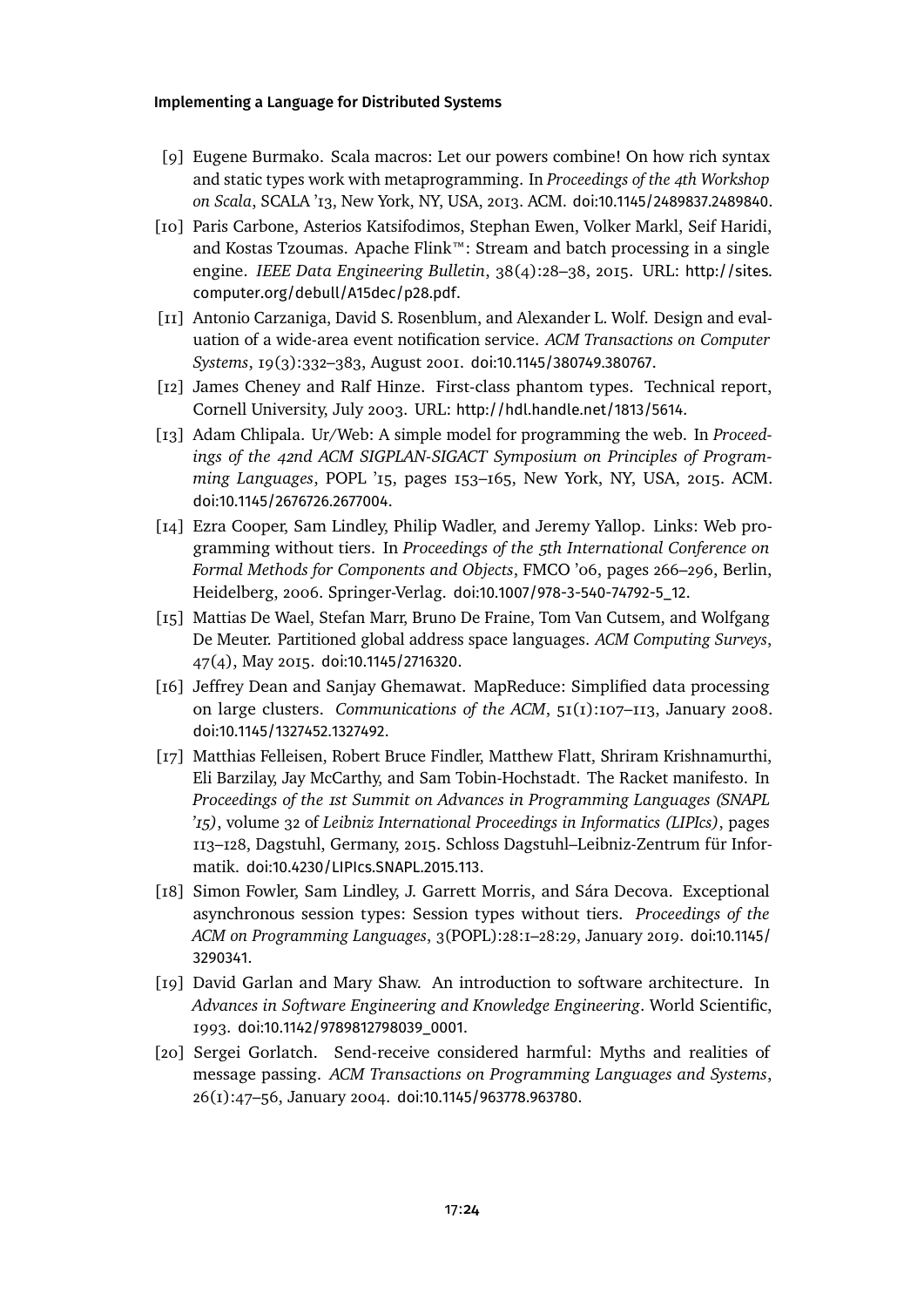[9] Eugene Burmako. Scala macros: Let our powers combine! On how rich syntax and static types work with metaprogramming. In *Proceedings of the 4th Workshop on Scala*, SCALA '13, New York, NY, USA, 2013. ACM. doi:10.1145/2489837.2489840.

[10] Paris Carbone, Asterios Katsifodimos, Stephan Ewen, Volker Markl, Seif Haridi, and Kostas Tzoumas. Apache Flink™: Stream and batch processing in a single engine. *IEEE Data Engineering Bulletin*, 38(4):28–38, 2015. URL: http://sites.computer.org/debull/A15dec/p28.pdf.

[11] Antonio Carzaniga, David S. Rosenblum, and Alexander L. Wolf. Design and evaluation of a wide-area event notification service. *ACM Transactions on Computer Systems*, 19(3):332–383, August 2001. doi:10.1145/380749.380767.

[12] James Cheney and Ralf Hinze. First-class phantom types. Technical report, Cornell University, July 2003. URL: http://hdl.handle.net/1813/5614.

[13] Adam Chlipala. Ur/Web: A simple model for programming the web. In *Proceedings of the 42nd ACM SIGPLAN-SIGACT Symposium on Principles of Programming Languages*, POPL '15, pages 153–165, New York, NY, USA, 2015. ACM. doi:10.1145/2676726.2677004.

[14] Ezra Cooper, Sam Lindley, Philip Wadler, and Jeremy Yallop. Links: Web programming without tiers. In *Proceedings of the 5th International Conference on Formal Methods for Components and Objects*, FMCO '06, pages 266–296, Berlin, Heidelberg, 2006. Springer-Verlag. doi:10.1007/978-3-540-74792-5_12.

[15] Mattias De Wael, Stefan Marr, Bruno De Fraine, Tom Van Cutsem, and Wolfgang De Meuter. Partitioned global address space languages. *ACM Computing Surveys*, 47(4), May 2015. doi:10.1145/2716320.

[16] Jeffrey Dean and Sanjay Ghemawat. MapReduce: Simplified data processing on large clusters. *Communications of the ACM*, 51(1):107–113, January 2008. doi:10.1145/1327452.1327492.

[17] Matthias Felleisen, Robert Bruce Findler, Matthew Flatt, Shriram Krishnamurthi, Eli Barzilay, Jay McCarthy, and Sam Tobin-Hochstadt. The Racket manifesto. In *Proceedings of the 1st Summit on Advances in Programming Languages (SNAPL '15)*, volume 32 of *Leibniz International Proceedings in Informatics (LIPIcs)*, pages 113–128, Dagstuhl, Germany, 2015. Schloss Dagstuhl–Leibniz-Zentrum für Informatik. doi:10.4230/LIPIcs.SNAPL.2015.113.

[18] Simon Fowler, Sam Lindley, J. Garrett Morris, and Sára Decova. Exceptional asynchronous session types: Session types without tiers. *Proceedings of the ACM on Programming Languages*, 3(POPL):28:1–28:29, January 2019. doi:10.1145/3290341.

[19] David Garlan and Mary Shaw. An introduction to software architecture. In *Advances in Software Engineering and Knowledge Engineering*. World Scientific, 1993. doi:10.1142/9789812798039_0001.

[20] Sergei Gorlatch. Send-receive considered harmful: Myths and realities of message passing. *ACM Transactions on Programming Languages and Systems*, 26(1):47–56, January 2004. doi:10.1145/963778.963780.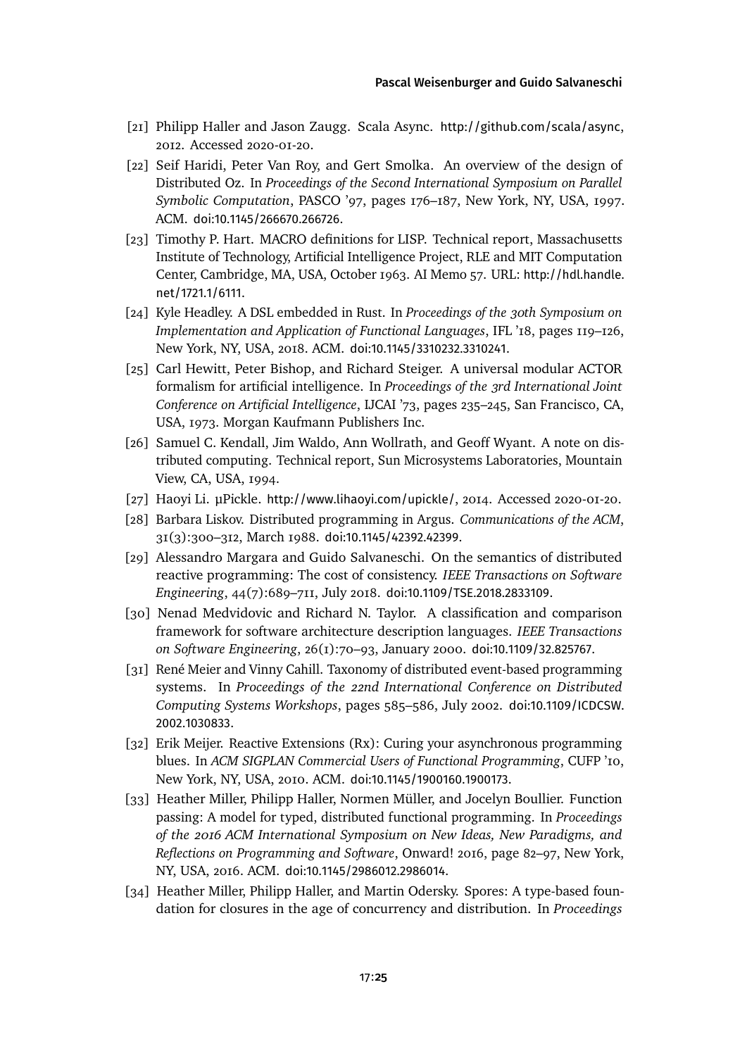[21] Philipp Haller and Jason Zaugg. Scala Async. http://github.com/scala/async, 2012. Accessed 2020-01-20.

[22] Seif Haridi, Peter Van Roy, and Gert Smolka. An overview of the design of Distributed Oz. In *Proceedings of the Second International Symposium on Parallel Symbolic Computation*, PASCO '97, pages 176–187, New York, NY, USA, 1997. ACM. doi:10.1145/266670.266726.

[23] Timothy P. Hart. MACRO definitions for LISP. Technical report, Massachusetts Institute of Technology, Artificial Intelligence Project, RLE and MIT Computation Center, Cambridge, MA, USA, October 1963. AI Memo 57. URL: http://hdl.handle.net/1721.1/6111.

[24] Kyle Headley. A DSL embedded in Rust. In *Proceedings of the 30th Symposium on Implementation and Application of Functional Languages*, IFL '18, pages 119–126, New York, NY, USA, 2018. ACM. doi:10.1145/3310232.3310241.

[25] Carl Hewitt, Peter Bishop, and Richard Steiger. A universal modular ACTOR formalism for artificial intelligence. In *Proceedings of the 3rd International Joint Conference on Artificial Intelligence*, IJCAI '73, pages 235–245, San Francisco, CA, USA, 1973. Morgan Kaufmann Publishers Inc.

[26] Samuel C. Kendall, Jim Waldo, Ann Wollrath, and Geoff Wyant. A note on distributed computing. Technical report, Sun Microsystems Laboratories, Mountain View, CA, USA, 1994.

[27] Haoyi Li. µPickle. http://www.lihaoyi.com/upickle/, 2014. Accessed 2020-01-20.

[28] Barbara Liskov. Distributed programming in Argus. *Communications of the ACM*, 31(3):300–312, March 1988. doi:10.1145/42392.42399.

[29] Alessandro Margara and Guido Salvaneschi. On the semantics of distributed reactive programming: The cost of consistency. *IEEE Transactions on Software Engineering*, 44(7):689–711, July 2018. doi:10.1109/TSE.2018.2833109.

[30] Nenad Medvidovic and Richard N. Taylor. A classification and comparison framework for software architecture description languages. *IEEE Transactions on Software Engineering*, 26(1):70–93, January 2000. doi:10.1109/32.825767.

[31] René Meier and Vinny Cahill. Taxonomy of distributed event-based programming systems. In *Proceedings of the 22nd International Conference on Distributed Computing Systems Workshops*, pages 585–586, July 2002. doi:10.1109/ICDCSW.2002.1030833.

[32] Erik Meijer. Reactive Extensions (Rx): Curing your asynchronous programming blues. In *ACM SIGPLAN Commercial Users of Functional Programming*, CUFP '10, New York, NY, USA, 2010. ACM. doi:10.1145/1900160.1900173.

[33] Heather Miller, Philipp Haller, Normen Müller, and Jocelyn Boullier. Function passing: A model for typed, distributed functional programming. In *Proceedings of the 2016 ACM International Symposium on New Ideas, New Paradigms, and Reflections on Programming and Software*, Onward! 2016, page 82–97, New York, NY, USA, 2016. ACM. doi:10.1145/2986012.2986014.

[34] Heather Miller, Philipp Haller, and Martin Odersky. Spores: A type-based foundation for closures in the age of concurrency and distribution. In *Proceedings*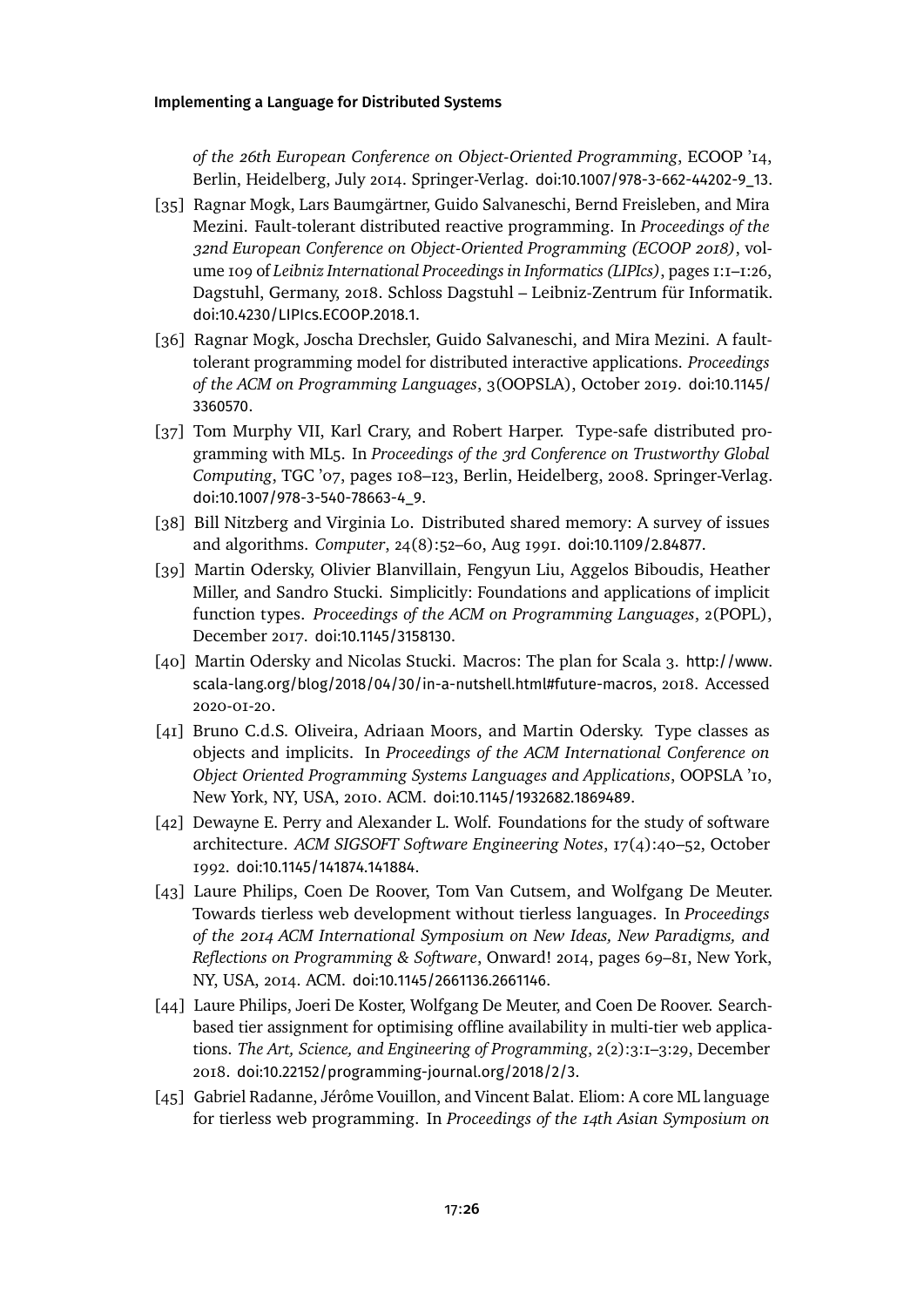*of the 26th European Conference on Object-Oriented Programming*, ECOOP '14, Berlin, Heidelberg, July 2014. Springer-Verlag. doi:10.1007/978-3-662-44202-9_13.

[35] Ragnar Mogk, Lars Baumgärtner, Guido Salvaneschi, Bernd Freisleben, and Mira Mezini. Fault-tolerant distributed reactive programming. In *Proceedings of the 32nd European Conference on Object-Oriented Programming (ECOOP 2018)*, volume 109 of *Leibniz International Proceedings in Informatics (LIPIcs)*, pages 1:1–1:26, Dagstuhl, Germany, 2018. Schloss Dagstuhl – Leibniz-Zentrum für Informatik. doi:10.4230/LIPIcs.ECOOP.2018.1.

[36] Ragnar Mogk, Joscha Drechsler, Guido Salvaneschi, and Mira Mezini. A fault-tolerant programming model for distributed interactive applications. *Proceedings of the ACM on Programming Languages*, 3(OOPSLA), October 2019. doi:10.1145/3360570.

[37] Tom Murphy VII, Karl Crary, and Robert Harper. Type-safe distributed programming with ML5. In *Proceedings of the 3rd Conference on Trustworthy Global Computing*, TGC '07, pages 108–123, Berlin, Heidelberg, 2008. Springer-Verlag. doi:10.1007/978-3-540-78663-4_9.

[38] Bill Nitzberg and Virginia Lo. Distributed shared memory: A survey of issues and algorithms. *Computer*, 24(8):52–60, Aug 1991. doi:10.1109/2.84877.

[39] Martin Odersky, Olivier Blanvillain, Fengyun Liu, Aggelos Biboudis, Heather Miller, and Sandro Stucki. Simplicitly: Foundations and applications of implicit function types. *Proceedings of the ACM on Programming Languages*, 2(POPL), December 2017. doi:10.1145/3158130.

[40] Martin Odersky and Nicolas Stucki. Macros: The plan for Scala 3. http://www.scala-lang.org/blog/2018/04/30/in-a-nutshell.html#future-macros, 2018. Accessed 2020-01-20.

[41] Bruno C.d.S. Oliveira, Adriaan Moors, and Martin Odersky. Type classes as objects and implicits. In *Proceedings of the ACM International Conference on Object Oriented Programming Systems Languages and Applications*, OOPSLA '10, New York, NY, USA, 2010. ACM. doi:10.1145/1932682.1869489.

[42] Dewayne E. Perry and Alexander L. Wolf. Foundations for the study of software architecture. *ACM SIGSOFT Software Engineering Notes*, 17(4):40–52, October 1992. doi:10.1145/141874.141884.

[43] Laure Philips, Coen De Roover, Tom Van Cutsem, and Wolfgang De Meuter. Towards tierless web development without tierless languages. In *Proceedings of the 2014 ACM International Symposium on New Ideas, New Paradigms, and Reflections on Programming & Software*, Onward! 2014, pages 69–81, New York, NY, USA, 2014. ACM. doi:10.1145/2661136.2661146.

[44] Laure Philips, Joeri De Koster, Wolfgang De Meuter, and Coen De Roover. Search-based tier assignment for optimising offline availability in multi-tier web applications. *The Art, Science, and Engineering of Programming*, 2(2):3:1–3:29, December 2018. doi:10.22152/programming-journal.org/2018/2/3.

[45] Gabriel Radanne, Jérôme Vouillon, and Vincent Balat. Eliom: A core ML language for tierless web programming. In *Proceedings of the 14th Asian Symposium on*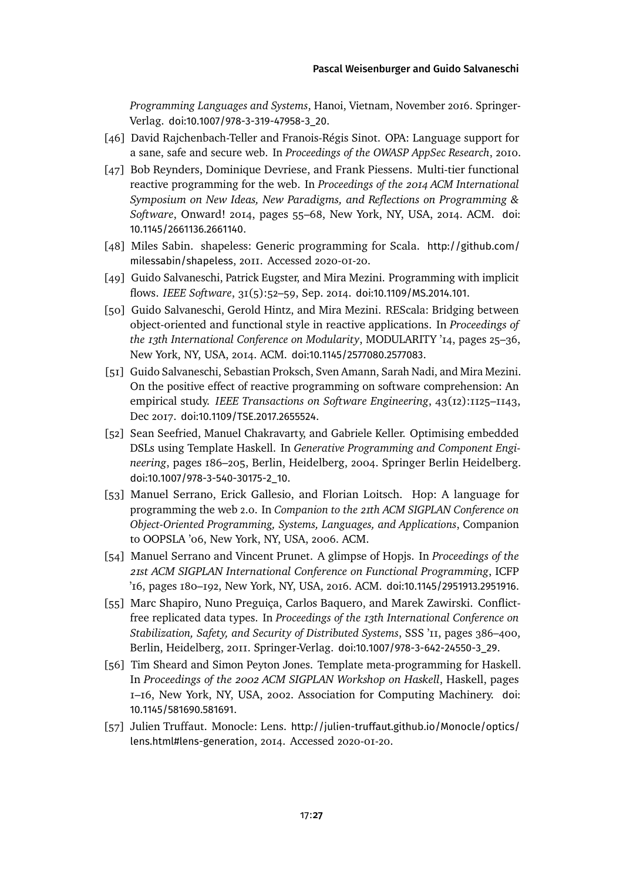*Programming Languages and Systems*, Hanoi, Vietnam, November 2016. Springer-Verlag. doi:10.1007/978-3-319-47958-3_20.

[46] David Rajchenbach-Teller and Franois-Régis Sinot. OPA: Language support for a sane, safe and secure web. In *Proceedings of the OWASP AppSec Research*, 2010.

[47] Bob Reynders, Dominique Devriese, and Frank Piessens. Multi-tier functional reactive programming for the web. In *Proceedings of the 2014 ACM International Symposium on New Ideas, New Paradigms, and Reflections on Programming & Software*, Onward! 2014, pages 55–68, New York, NY, USA, 2014. ACM. doi:10.1145/2661136.2661140.

[48] Miles Sabin. shapeless: Generic programming for Scala. http://github.com/milessabin/shapeless, 2011. Accessed 2020-01-20.

[49] Guido Salvaneschi, Patrick Eugster, and Mira Mezini. Programming with implicit flows. *IEEE Software*, 31(5):52–59, Sep. 2014. doi:10.1109/MS.2014.101.

[50] Guido Salvaneschi, Gerold Hintz, and Mira Mezini. REScala: Bridging between object-oriented and functional style in reactive applications. In *Proceedings of the 13th International Conference on Modularity*, MODULARITY '14, pages 25–36, New York, NY, USA, 2014. ACM. doi:10.1145/2577080.2577083.

[51] Guido Salvaneschi, Sebastian Proksch, Sven Amann, Sarah Nadi, and Mira Mezini. On the positive effect of reactive programming on software comprehension: An empirical study. *IEEE Transactions on Software Engineering*, 43(12):1125–1143, Dec 2017. doi:10.1109/TSE.2017.2655524.

[52] Sean Seefried, Manuel Chakravarty, and Gabriele Keller. Optimising embedded DSLs using Template Haskell. In *Generative Programming and Component Engineering*, pages 186–205, Berlin, Heidelberg, 2004. Springer Berlin Heidelberg. doi:10.1007/978-3-540-30175-2_10.

[53] Manuel Serrano, Erick Gallesio, and Florian Loitsch. Hop: A language for programming the web 2.0. In *Companion to the 21th ACM SIGPLAN Conference on Object-Oriented Programming, Systems, Languages, and Applications*, Companion to OOPSLA '06, New York, NY, USA, 2006. ACM.

[54] Manuel Serrano and Vincent Prunet. A glimpse of Hopjs. In *Proceedings of the 21st ACM SIGPLAN International Conference on Functional Programming*, ICFP '16, pages 180–192, New York, NY, USA, 2016. ACM. doi:10.1145/2951913.2951916.

[55] Marc Shapiro, Nuno Preguiça, Carlos Baquero, and Marek Zawirski. Conflict-free replicated data types. In *Proceedings of the 13th International Conference on Stabilization, Safety, and Security of Distributed Systems*, SSS '11, pages 386–400, Berlin, Heidelberg, 2011. Springer-Verlag. doi:10.1007/978-3-642-24550-3_29.

[56] Tim Sheard and Simon Peyton Jones. Template meta-programming for Haskell. In *Proceedings of the 2002 ACM SIGPLAN Workshop on Haskell*, Haskell, pages 1–16, New York, NY, USA, 2002. Association for Computing Machinery. doi:10.1145/581690.581691.

[57] Julien Truffaut. Monocle: Lens. http://julien-truffaut.github.io/Monocle/optics/lens.html#lens-generation, 2014. Accessed 2020-01-20.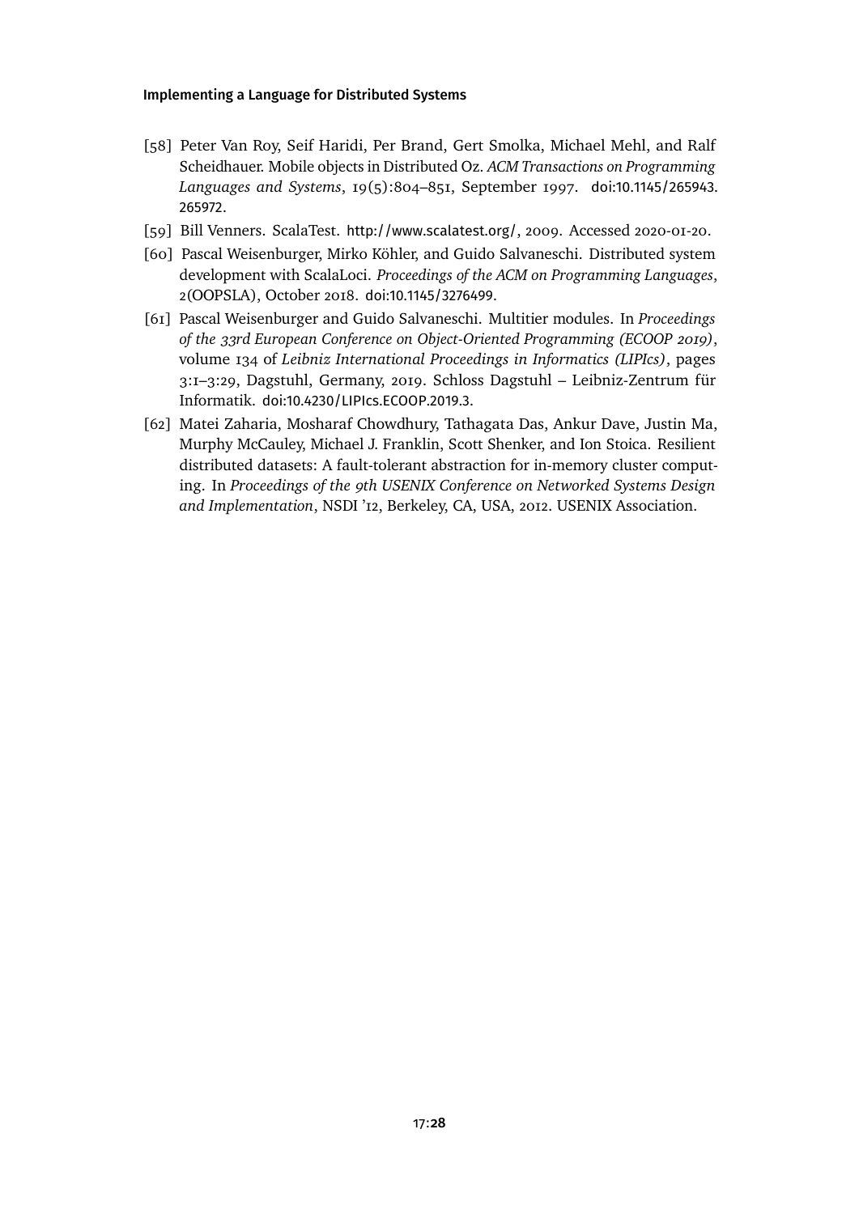[58] Peter Van Roy, Seif Haridi, Per Brand, Gert Smolka, Michael Mehl, and Ralf Scheidhauer. Mobile objects in Distributed Oz. *ACM Transactions on Programming Languages and Systems*, 19(5):804–851, September 1997. doi:10.1145/265943.265972.

[59] Bill Venners. ScalaTest. http://www.scalatest.org/, 2009. Accessed 2020-01-20.

[60] Pascal Weisenburger, Mirko Köhler, and Guido Salvaneschi. Distributed system development with ScalaLoci. *Proceedings of the ACM on Programming Languages*, 2(OOPSLA), October 2018. doi:10.1145/3276499.

[61] Pascal Weisenburger and Guido Salvaneschi. Multitier modules. In *Proceedings of the 33rd European Conference on Object-Oriented Programming (ECOOP 2019)*, volume 134 of *Leibniz International Proceedings in Informatics (LIPIcs)*, pages 3:1–3:29, Dagstuhl, Germany, 2019. Schloss Dagstuhl – Leibniz-Zentrum für Informatik. doi:10.4230/LIPIcs.ECOOP.2019.3.

[62] Matei Zaharia, Mosharaf Chowdhury, Tathagata Das, Ankur Dave, Justin Ma, Murphy McCauley, Michael J. Franklin, Scott Shenker, and Ion Stoica. Resilient distributed datasets: A fault-tolerant abstraction for in-memory cluster computing. In *Proceedings of the 9th USENIX Conference on Networked Systems Design and Implementation*, NSDI '12, Berkeley, CA, USA, 2012. USENIX Association.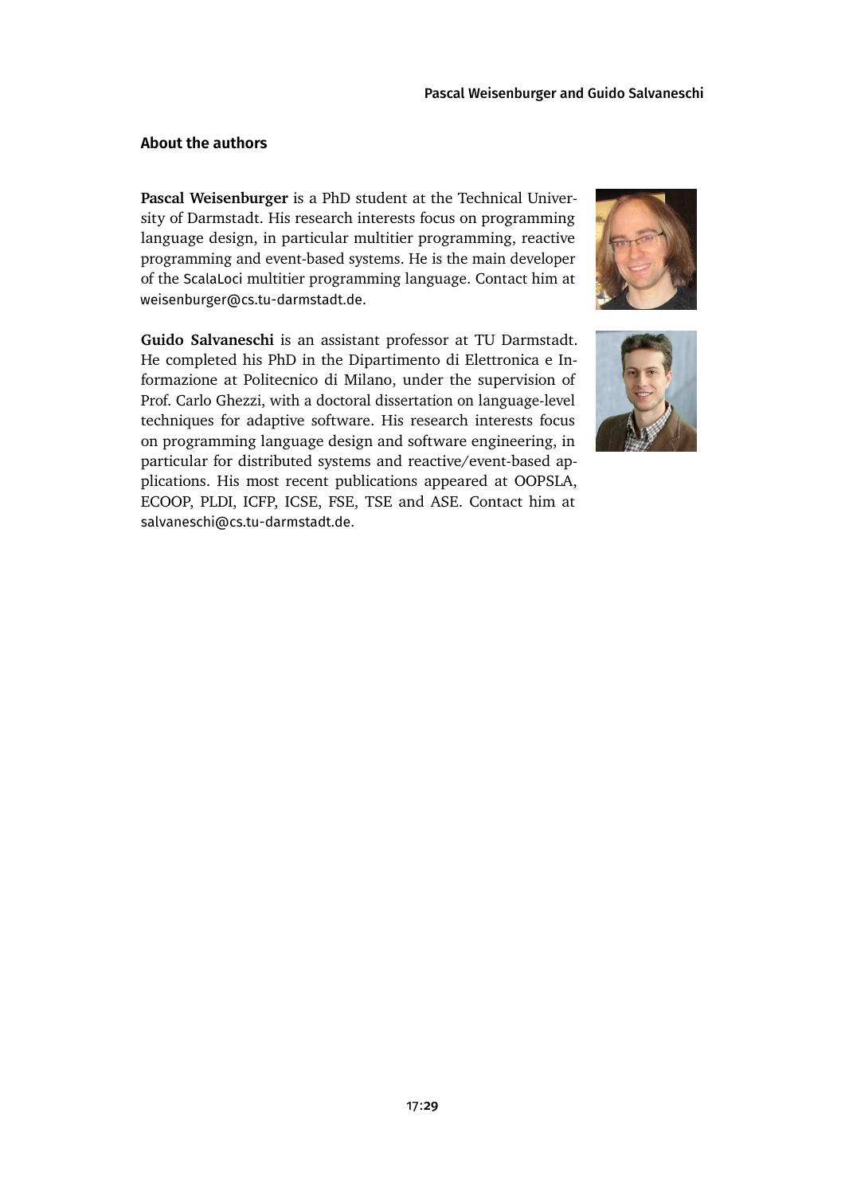## About the authors

**Pascal Weisenburger** is a PhD student at the Technical University of Darmstadt. His research interests focus on programming language design, in particular multitier programming, reactive programming and event-based systems. He is the main developer of the ScalaLoci multitier programming language. Contact him at weisenburger@cs.tu-darmstadt.de.

**Guido Salvaneschi** is an assistant professor at TU Darmstadt. He completed his PhD in the Dipartimento di Elettronica e Informazione at Politecnico di Milano, under the supervision of Prof. Carlo Ghezzi, with a doctoral dissertation on language-level techniques for adaptive software. His research interests focus on programming language design and software engineering, in particular for distributed systems and reactive/event-based applications. His most recent publications appeared at OOPSLA, ECOOP, PLDI, ICFP, ICSE, FSE, TSE and ASE. Contact him at salvaneschi@cs.tu-darmstadt.de.